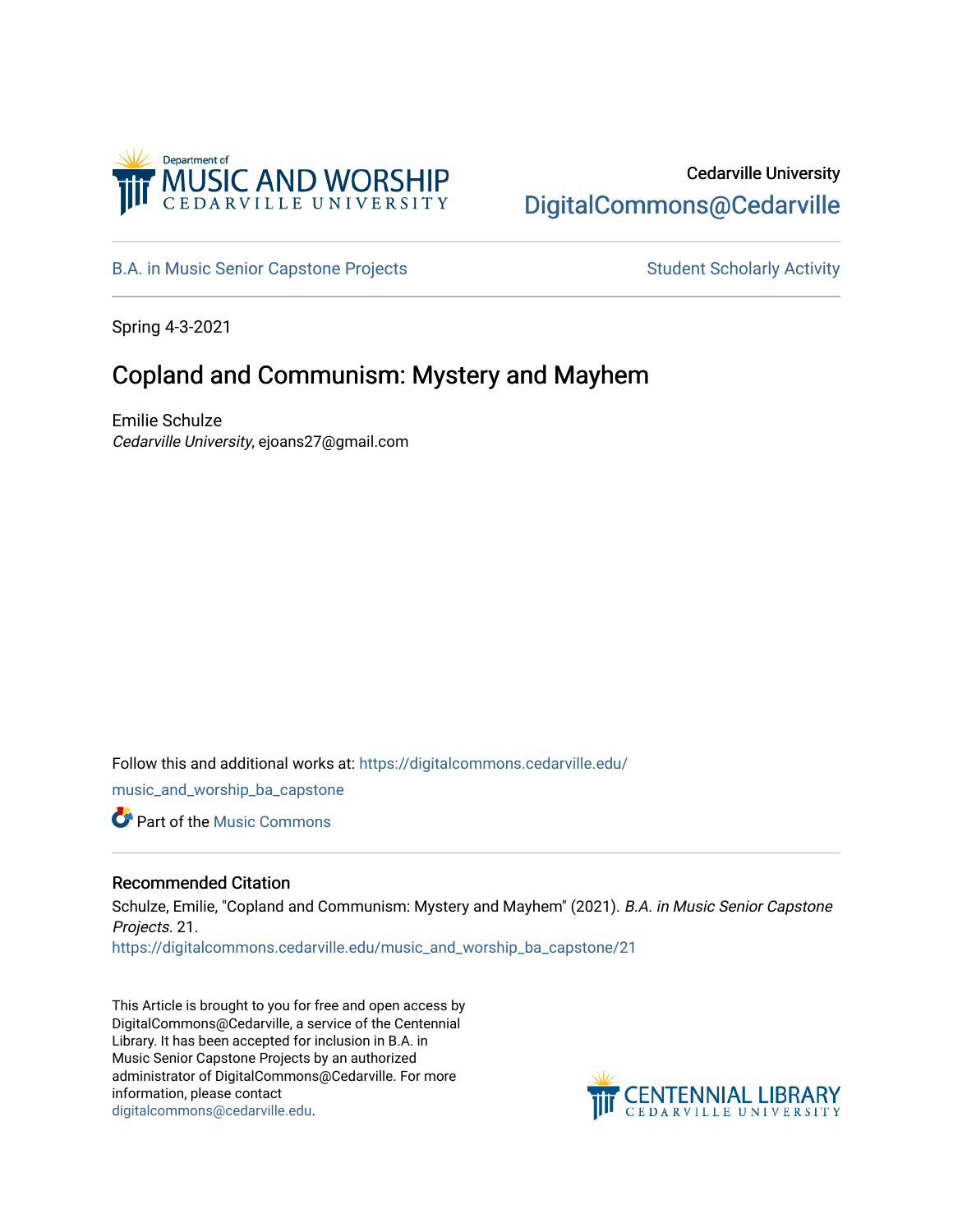Cedarville University

DigitalCommons@Cedarville

B.A. in Music Senior Capstone Projects

Student Scholarly Activity

Spring 4-3-2021

# Copland and Communism: Mystery and Mayhem

Emilie Schulze

*Cedarville University*, ejoans27@gmail.com

Follow this and additional works at: https://digitalcommons.cedarville.edu/music_and_worship_ba_capstone

Part of the Music Commons

## Recommended Citation

Schulze, Emilie, "Copland and Communism: Mystery and Mayhem" (2021). *B.A. in Music Senior Capstone Projects*. 21.
https://digitalcommons.cedarville.edu/music_and_worship_ba_capstone/21

This Article is brought to you for free and open access by DigitalCommons@Cedarville, a service of the Centennial Library. It has been accepted for inclusion in B.A. in Music Senior Capstone Projects by an authorized administrator of DigitalCommons@Cedarville. For more information, please contact digitalcommons@cedarville.edu.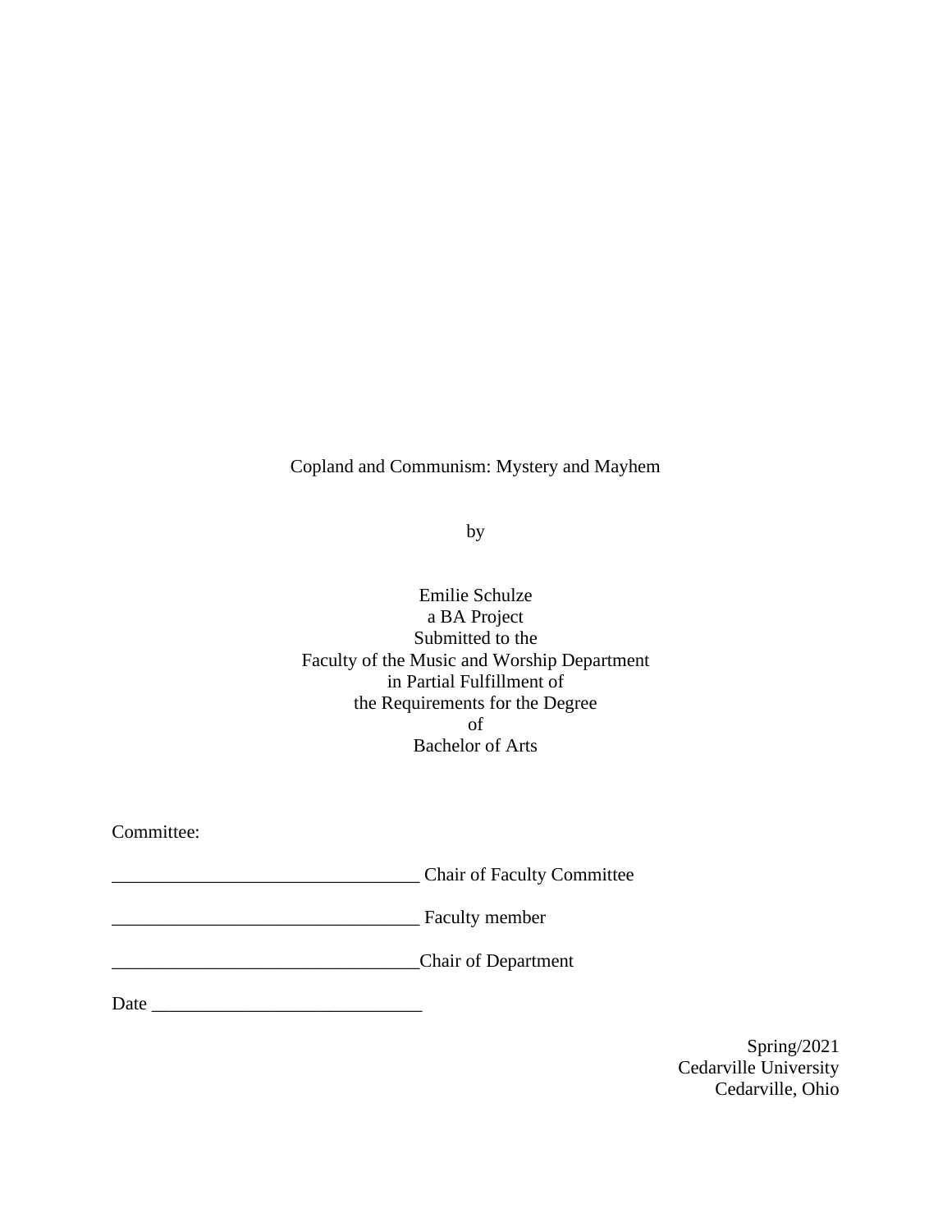Copland and Communism: Mystery and Mayhem

by

Emilie Schulze
a BA Project
Submitted to the
Faculty of the Music and Worship Department
in Partial Fulfillment of
the Requirements for the Degree
of
Bachelor of Arts

Committee:

_________________________________ Chair of Faculty Committee

_________________________________ Faculty member

_________________________________Chair of Department

Date _____________________________

Spring/2021
Cedarville University
Cedarville, Ohio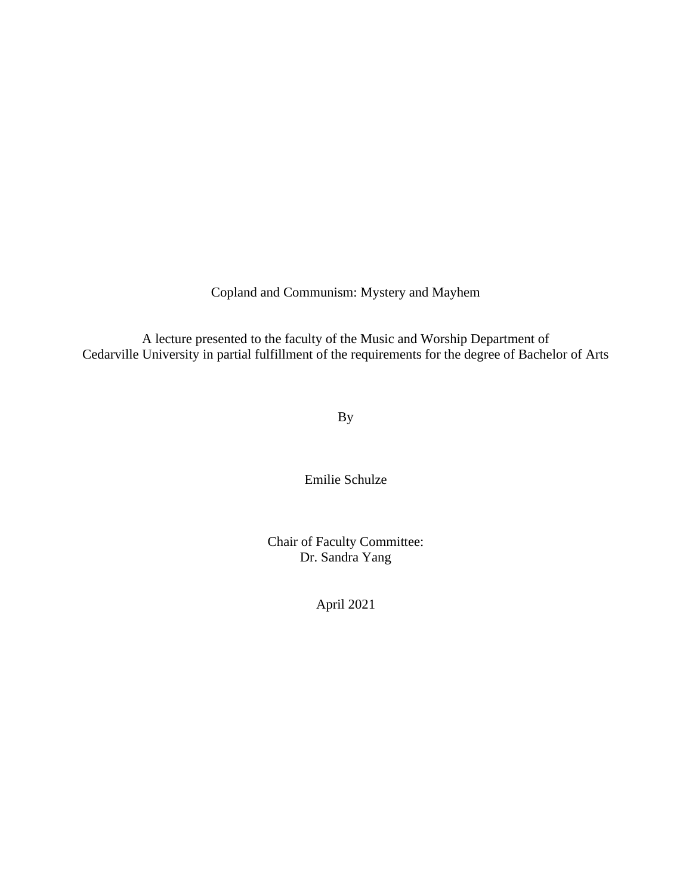# Copland and Communism: Mystery and Mayhem

A lecture presented to the faculty of the Music and Worship Department of
Cedarville University in partial fulfillment of the requirements for the degree of Bachelor of Arts

By

Emilie Schulze

Chair of Faculty Committee:
Dr. Sandra Yang

April 2021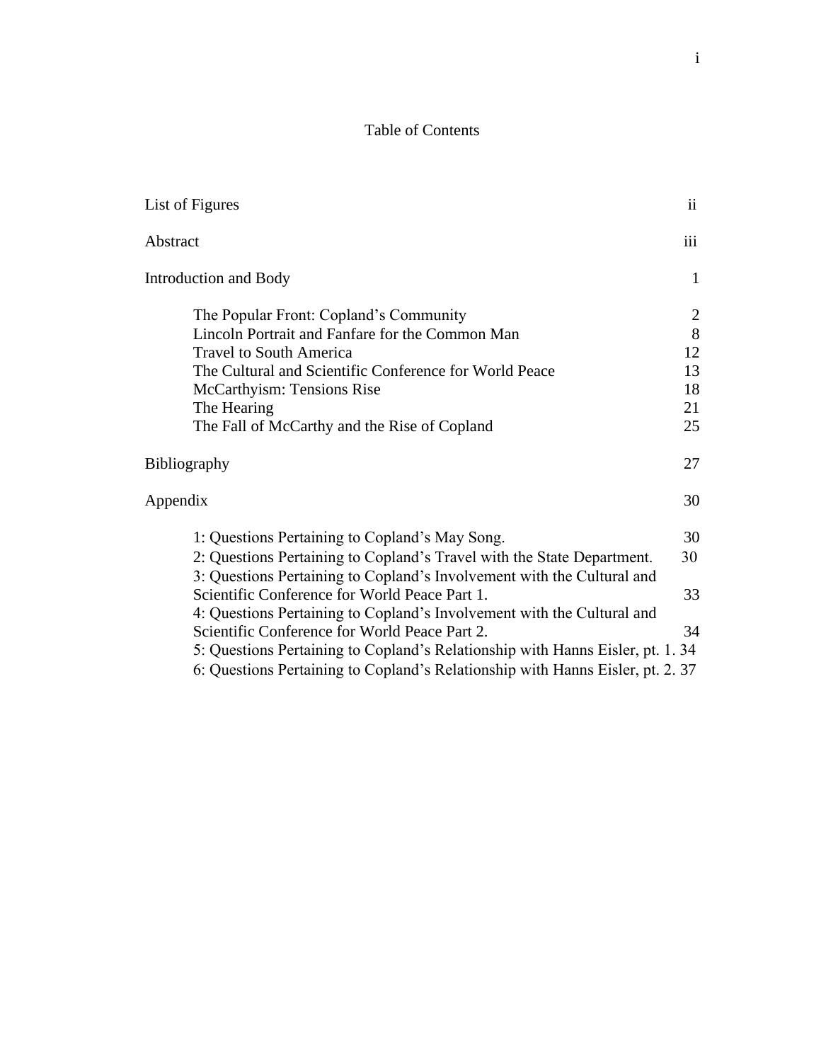# Table of Contents

| | |
|---|---|
| List of Figures | ii |
| Abstract | iii |
| Introduction and Body | 1 |
| The Popular Front: Copland's Community | 2 |
| Lincoln Portrait and Fanfare for the Common Man | 8 |
| Travel to South America | 12 |
| The Cultural and Scientific Conference for World Peace | 13 |
| McCarthyism: Tensions Rise | 18 |
| The Hearing | 21 |
| The Fall of McCarthy and the Rise of Copland | 25 |
| Bibliography | 27 |
| Appendix | 30 |
| 1: Questions Pertaining to Copland's May Song. | 30 |
| 2: Questions Pertaining to Copland's Travel with the State Department. | 30 |
| 3: Questions Pertaining to Copland's Involvement with the Cultural and Scientific Conference for World Peace Part 1. | 33 |
| 4: Questions Pertaining to Copland's Involvement with the Cultural and Scientific Conference for World Peace Part 2. | 34 |
| 5: Questions Pertaining to Copland's Relationship with Hanns Eisler, pt. 1. | 34 |
| 6: Questions Pertaining to Copland's Relationship with Hanns Eisler, pt. 2. | 37 |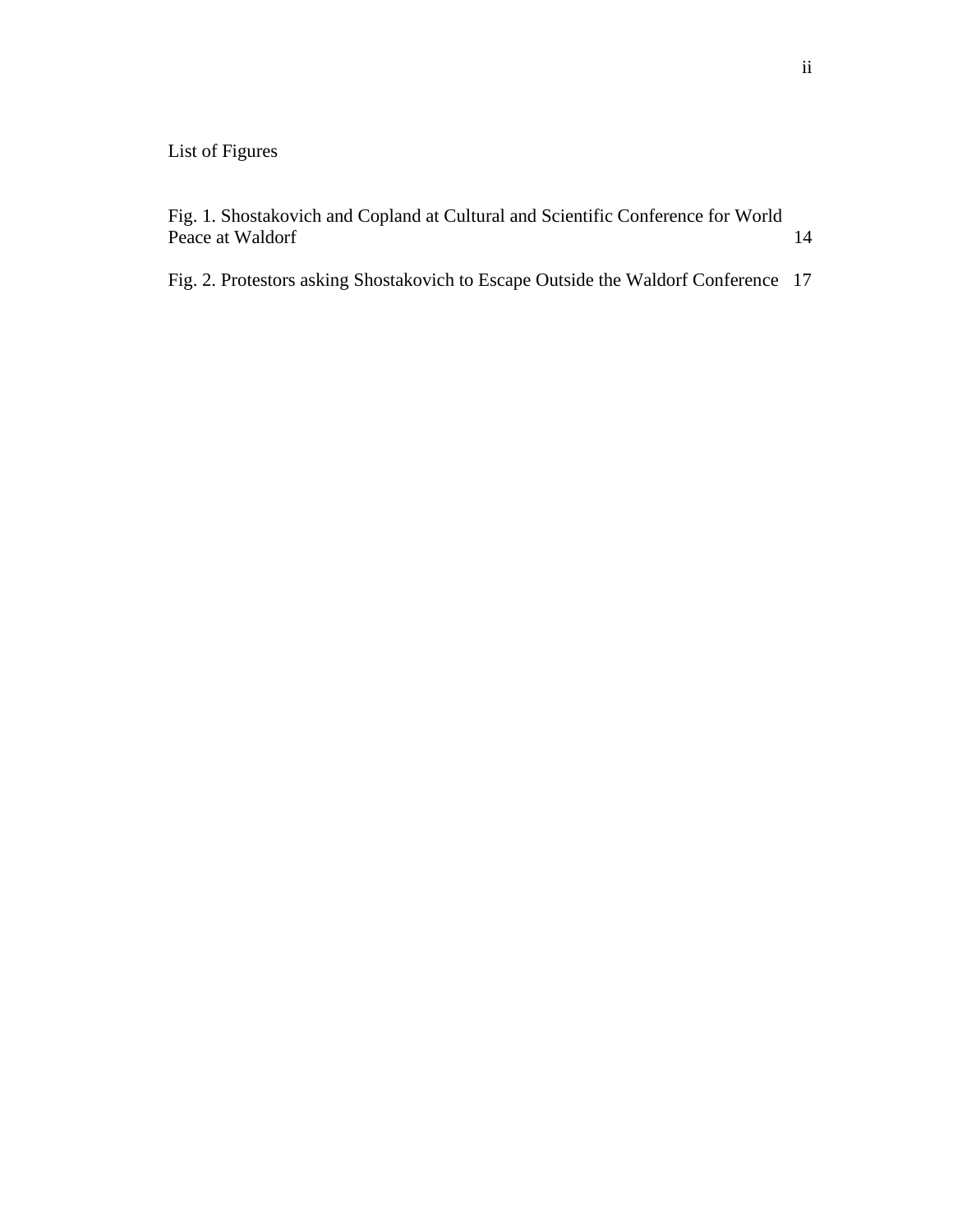List of Figures

| | |
|---|---|
| Fig. 1. Shostakovich and Copland at Cultural and Scientific Conference for World Peace at Waldorf | 14 |
| Fig. 2. Protestors asking Shostakovich to Escape Outside the Waldorf Conference | 17 |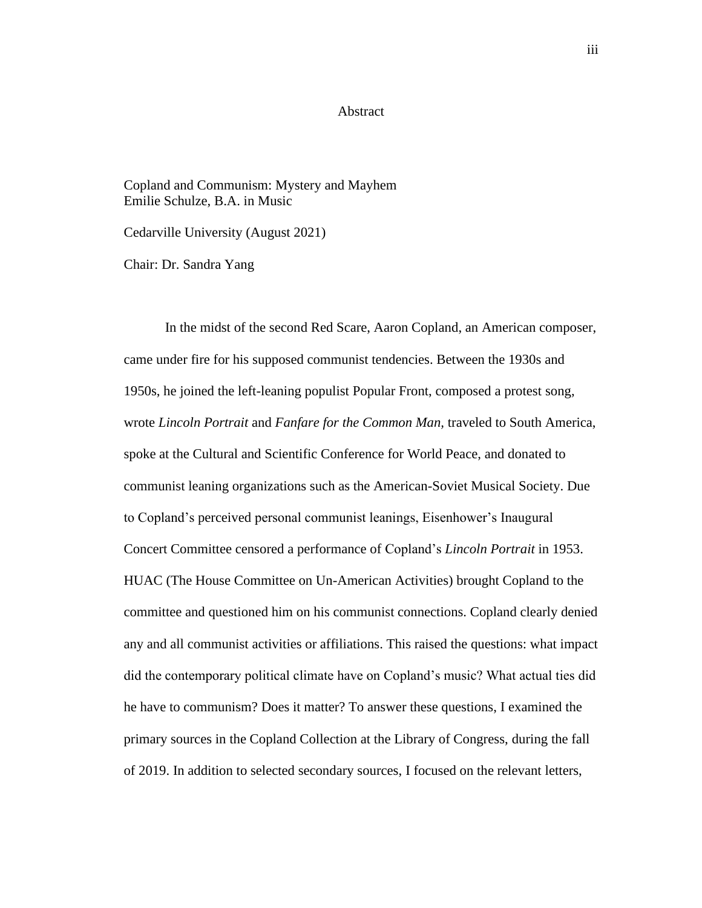# Abstract

Copland and Communism: Mystery and Mayhem
Emilie Schulze, B.A. in Music

Cedarville University (August 2021)

Chair: Dr. Sandra Yang

In the midst of the second Red Scare, Aaron Copland, an American composer, came under fire for his supposed communist tendencies. Between the 1930s and 1950s, he joined the left-leaning populist Popular Front, composed a protest song, wrote *Lincoln Portrait* and *Fanfare for the Common Man,* traveled to South America, spoke at the Cultural and Scientific Conference for World Peace, and donated to communist leaning organizations such as the American-Soviet Musical Society. Due to Copland's perceived personal communist leanings, Eisenhower's Inaugural Concert Committee censored a performance of Copland's *Lincoln Portrait* in 1953. HUAC (The House Committee on Un-American Activities) brought Copland to the committee and questioned him on his communist connections. Copland clearly denied any and all communist activities or affiliations. This raised the questions: what impact did the contemporary political climate have on Copland's music? What actual ties did he have to communism? Does it matter? To answer these questions, I examined the primary sources in the Copland Collection at the Library of Congress, during the fall of 2019. In addition to selected secondary sources, I focused on the relevant letters,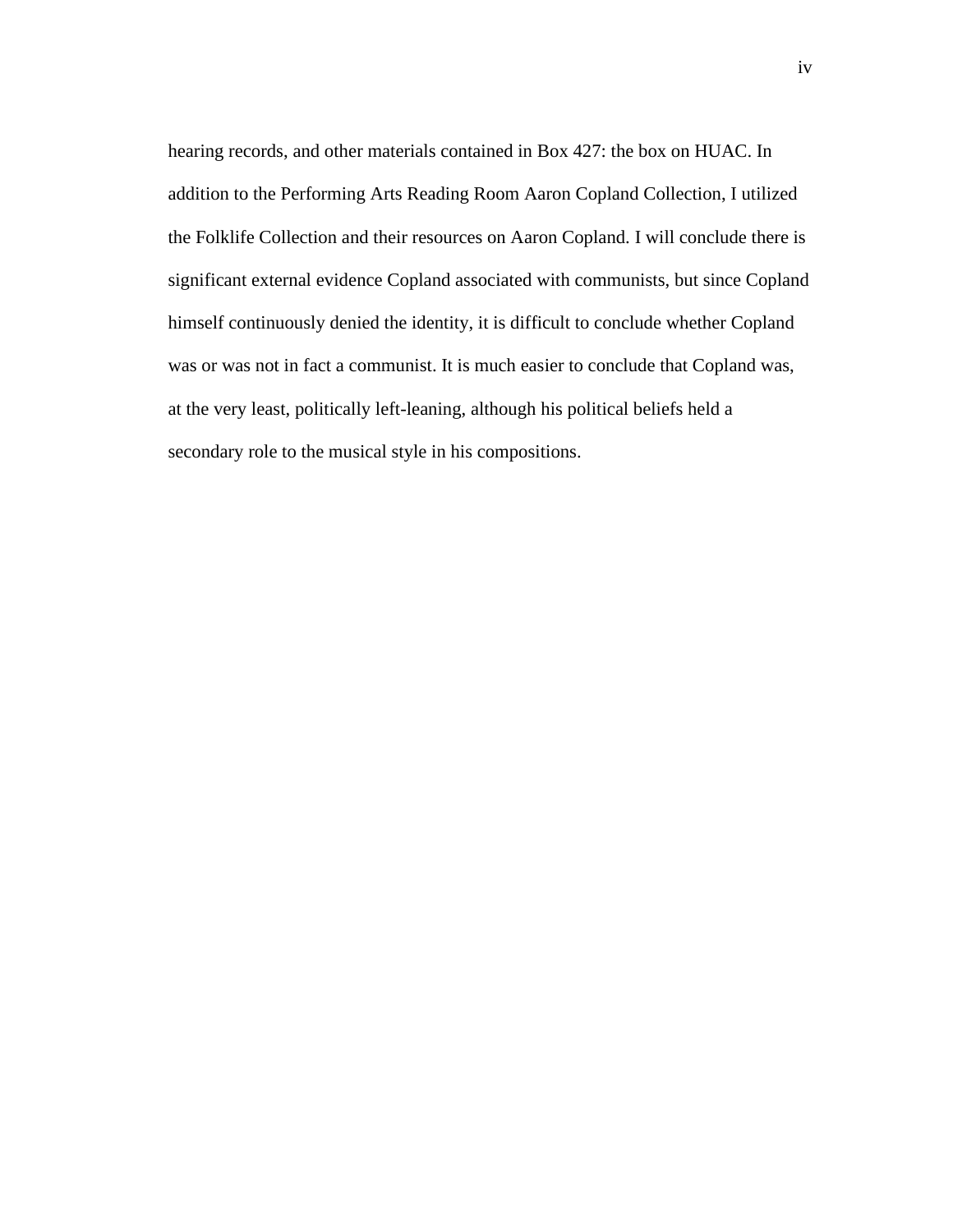hearing records, and other materials contained in Box 427: the box on HUAC. In addition to the Performing Arts Reading Room Aaron Copland Collection, I utilized the Folklife Collection and their resources on Aaron Copland. I will conclude there is significant external evidence Copland associated with communists, but since Copland himself continuously denied the identity, it is difficult to conclude whether Copland was or was not in fact a communist. It is much easier to conclude that Copland was, at the very least, politically left-leaning, although his political beliefs held a secondary role to the musical style in his compositions.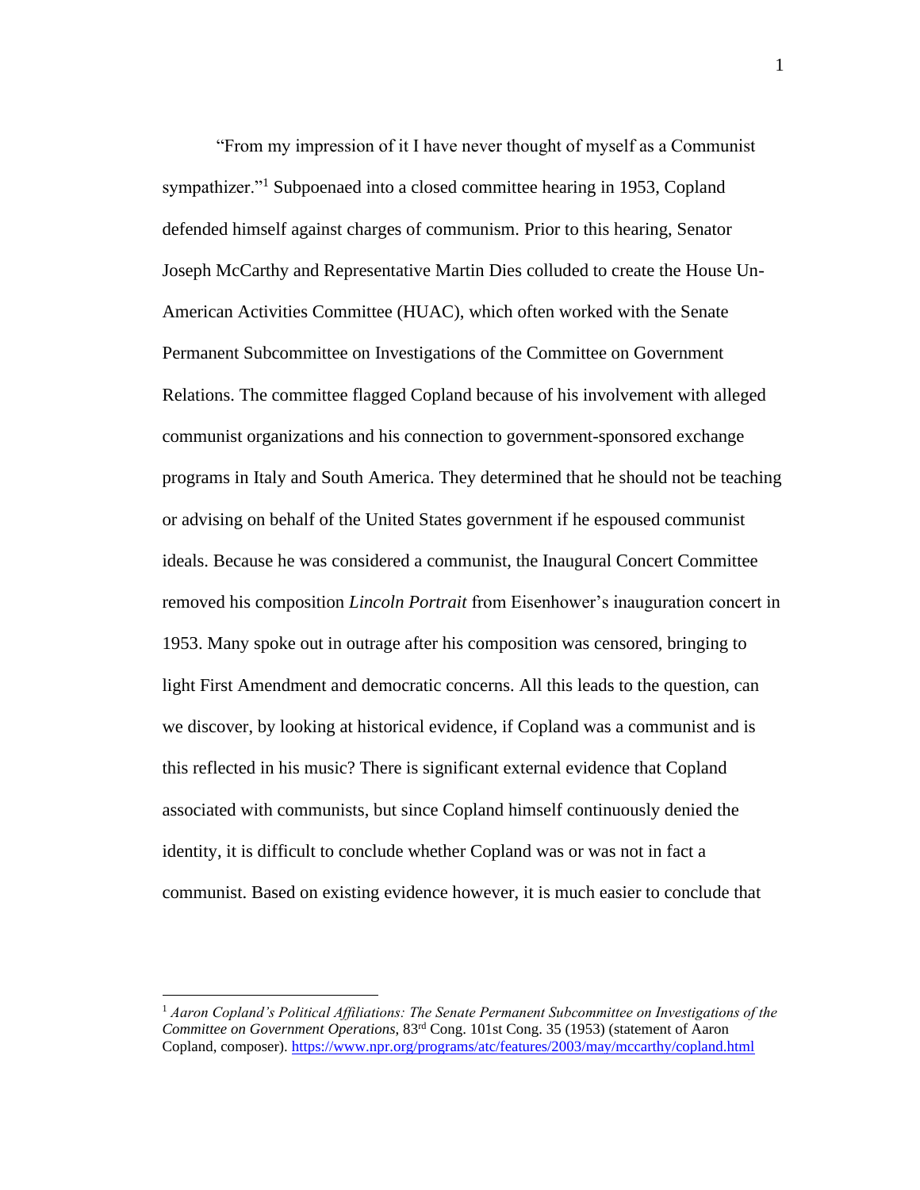"From my impression of it I have never thought of myself as a Communist sympathizer."[1] Subpoenaed into a closed committee hearing in 1953, Copland defended himself against charges of communism. Prior to this hearing, Senator Joseph McCarthy and Representative Martin Dies colluded to create the House Un-American Activities Committee (HUAC), which often worked with the Senate Permanent Subcommittee on Investigations of the Committee on Government Relations. The committee flagged Copland because of his involvement with alleged communist organizations and his connection to government-sponsored exchange programs in Italy and South America. They determined that he should not be teaching or advising on behalf of the United States government if he espoused communist ideals. Because he was considered a communist, the Inaugural Concert Committee removed his composition *Lincoln Portrait* from Eisenhower's inauguration concert in 1953. Many spoke out in outrage after his composition was censored, bringing to light First Amendment and democratic concerns. All this leads to the question, can we discover, by looking at historical evidence, if Copland was a communist and is this reflected in his music? There is significant external evidence that Copland associated with communists, but since Copland himself continuously denied the identity, it is difficult to conclude whether Copland was or was not in fact a communist. Based on existing evidence however, it is much easier to conclude that

---

[1] *Aaron Copland's Political Affiliations: The Senate Permanent Subcommittee on Investigations of the Committee on Government Operations*, 83rd Cong. 101st Cong. 35 (1953) (statement of Aaron Copland, composer). https://www.npr.org/programs/atc/features/2003/may/mccarthy/copland.html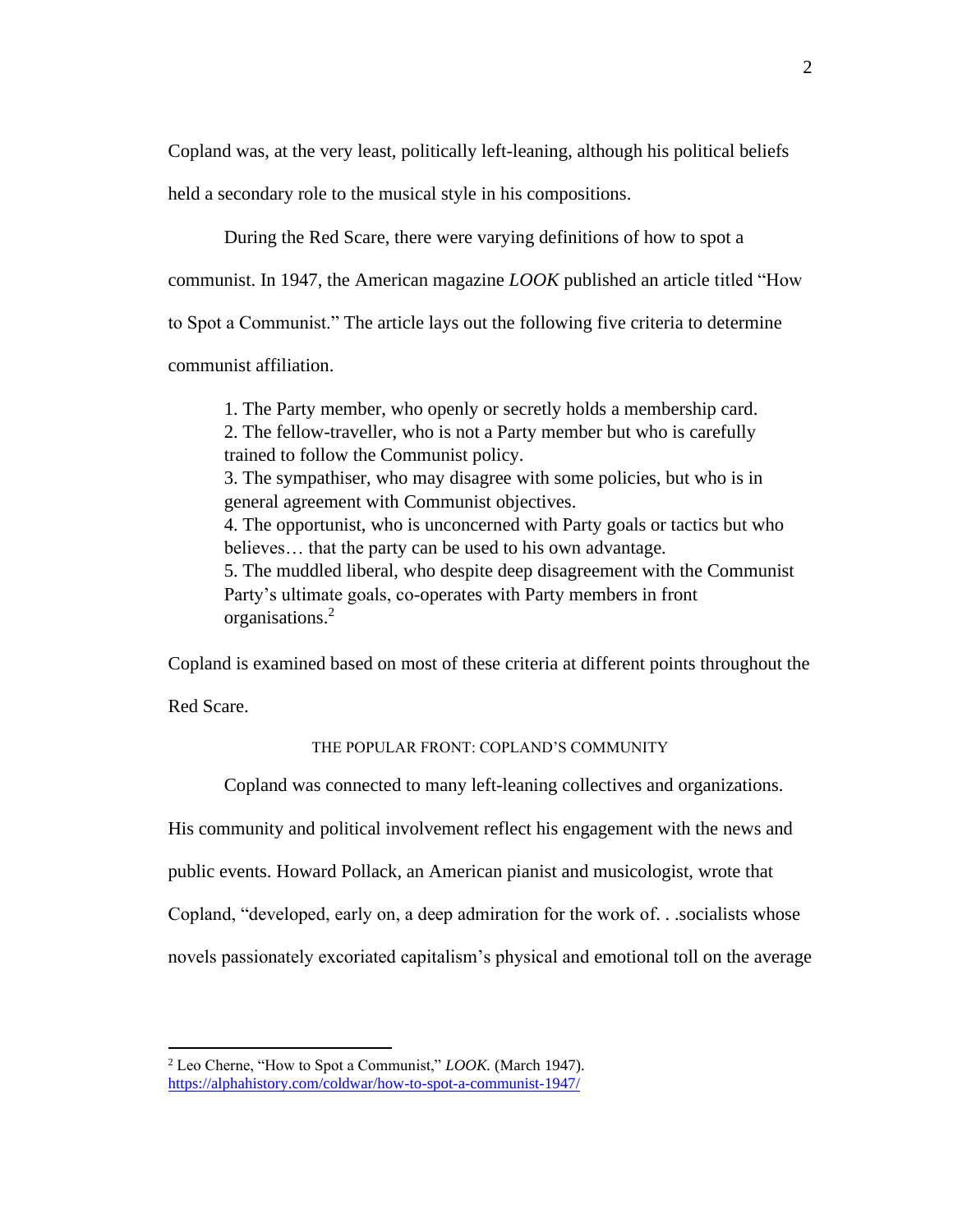Copland was, at the very least, politically left-leaning, although his political beliefs held a secondary role to the musical style in his compositions.

During the Red Scare, there were varying definitions of how to spot a communist. In 1947, the American magazine *LOOK* published an article titled "How to Spot a Communist." The article lays out the following five criteria to determine communist affiliation.

> 1. The Party member, who openly or secretly holds a membership card.
> 2. The fellow-traveller, who is not a Party member but who is carefully trained to follow the Communist policy.
> 3. The sympathiser, who may disagree with some policies, but who is in general agreement with Communist objectives.
> 4. The opportunist, who is unconcerned with Party goals or tactics but who believes… that the party can be used to his own advantage.
> 5. The muddled liberal, who despite deep disagreement with the Communist Party's ultimate goals, co-operates with Party members in front organisations.[2]

Copland is examined based on most of these criteria at different points throughout the Red Scare.

## THE POPULAR FRONT: COPLAND'S COMMUNITY

Copland was connected to many left-leaning collectives and organizations. His community and political involvement reflect his engagement with the news and public events. Howard Pollack, an American pianist and musicologist, wrote that Copland, "developed, early on, a deep admiration for the work of. . .socialists whose novels passionately excoriated capitalism's physical and emotional toll on the average

---

[2] Leo Cherne, "How to Spot a Communist," *LOOK.* (March 1947). https://alphahistory.com/coldwar/how-to-spot-a-communist-1947/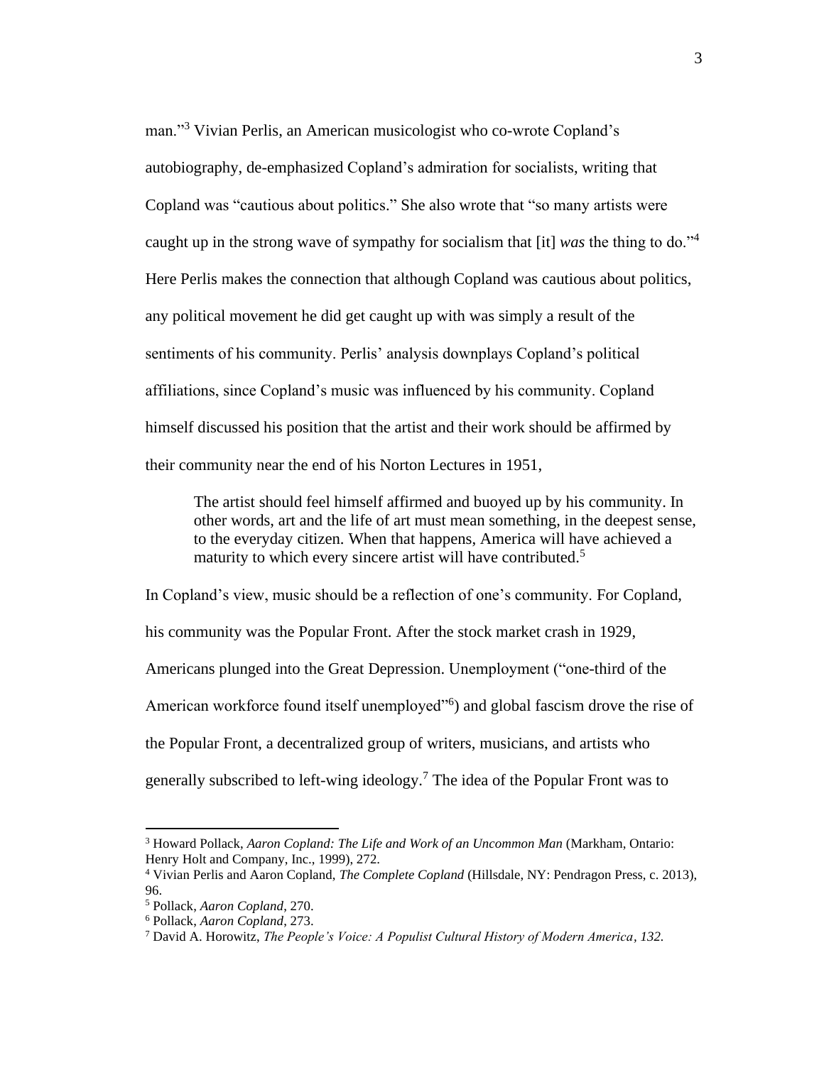man."[3] Vivian Perlis, an American musicologist who co-wrote Copland's autobiography, de-emphasized Copland's admiration for socialists, writing that Copland was "cautious about politics." She also wrote that "so many artists were caught up in the strong wave of sympathy for socialism that [it] *was* the thing to do."[4] Here Perlis makes the connection that although Copland was cautious about politics, any political movement he did get caught up with was simply a result of the sentiments of his community. Perlis' analysis downplays Copland's political affiliations, since Copland's music was influenced by his community. Copland himself discussed his position that the artist and their work should be affirmed by their community near the end of his Norton Lectures in 1951,

> The artist should feel himself affirmed and buoyed up by his community. In other words, art and the life of art must mean something, in the deepest sense, to the everyday citizen. When that happens, America will have achieved a maturity to which every sincere artist will have contributed.[5]

In Copland's view, music should be a reflection of one's community. For Copland, his community was the Popular Front. After the stock market crash in 1929, Americans plunged into the Great Depression. Unemployment ("one-third of the American workforce found itself unemployed"[6]) and global fascism drove the rise of the Popular Front, a decentralized group of writers, musicians, and artists who generally subscribed to left-wing ideology.[7] The idea of the Popular Front was to

---

[3] Howard Pollack, *Aaron Copland: The Life and Work of an Uncommon Man* (Markham, Ontario: Henry Holt and Company, Inc., 1999), 272.

[4] Vivian Perlis and Aaron Copland, *The Complete Copland* (Hillsdale, NY: Pendragon Press, c. 2013), 96.

[5] Pollack, *Aaron Copland*, 270.

[6] Pollack, *Aaron Copland*, 273.

[7] David A. Horowitz, *The People's Voice: A Populist Cultural History of Modern America, 132.*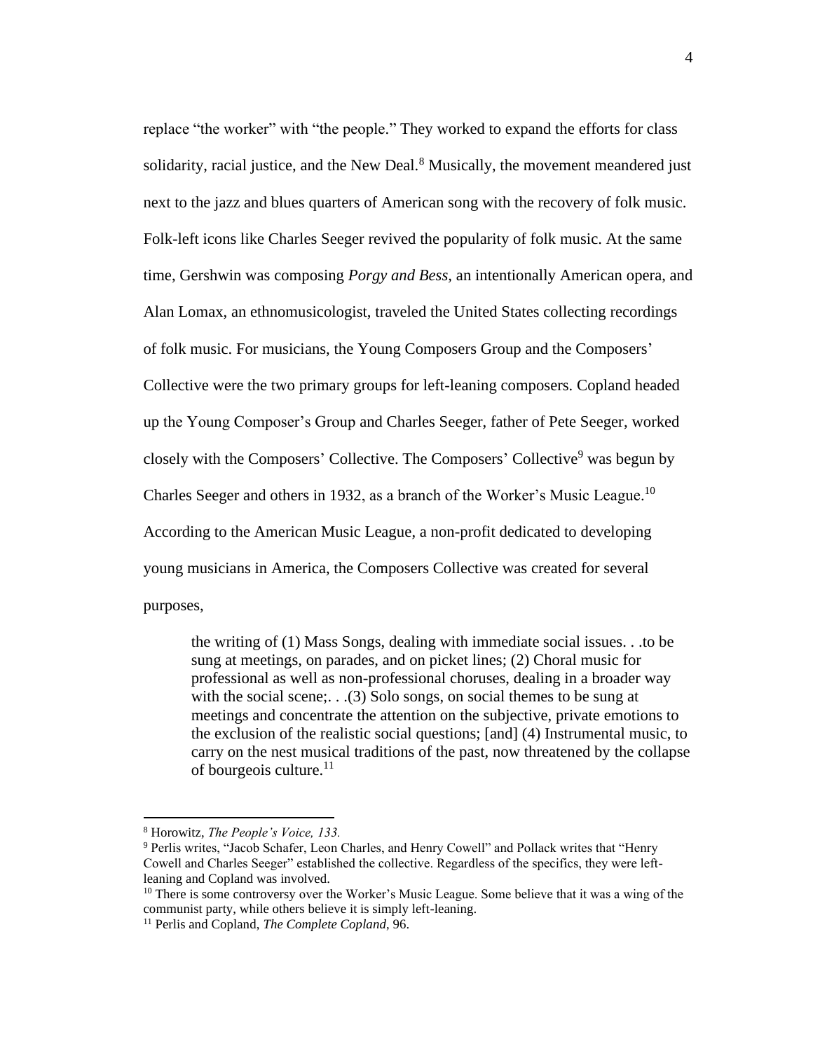replace "the worker" with "the people." They worked to expand the efforts for class solidarity, racial justice, and the New Deal.[8] Musically, the movement meandered just next to the jazz and blues quarters of American song with the recovery of folk music. Folk-left icons like Charles Seeger revived the popularity of folk music. At the same time, Gershwin was composing *Porgy and Bess*, an intentionally American opera, and Alan Lomax, an ethnomusicologist, traveled the United States collecting recordings of folk music. For musicians, the Young Composers Group and the Composers' Collective were the two primary groups for left-leaning composers. Copland headed up the Young Composer's Group and Charles Seeger, father of Pete Seeger, worked closely with the Composers' Collective. The Composers' Collective[9] was begun by Charles Seeger and others in 1932, as a branch of the Worker's Music League.[10] According to the American Music League, a non-profit dedicated to developing young musicians in America, the Composers Collective was created for several purposes,

> the writing of (1) Mass Songs, dealing with immediate social issues. . .to be sung at meetings, on parades, and on picket lines; (2) Choral music for professional as well as non-professional choruses, dealing in a broader way with the social scene;. . .(3) Solo songs, on social themes to be sung at meetings and concentrate the attention on the subjective, private emotions to the exclusion of the realistic social questions; [and] (4) Instrumental music, to carry on the nest musical traditions of the past, now threatened by the collapse of bourgeois culture.[11]

---

[8] Horowitz, *The People's Voice, 133.*

[9] Perlis writes, "Jacob Schafer, Leon Charles, and Henry Cowell" and Pollack writes that "Henry Cowell and Charles Seeger" established the collective. Regardless of the specifics, they were left-leaning and Copland was involved.

[10] There is some controversy over the Worker's Music League. Some believe that it was a wing of the communist party, while others believe it is simply left-leaning.

[11] Perlis and Copland, *The Complete Copland*, 96.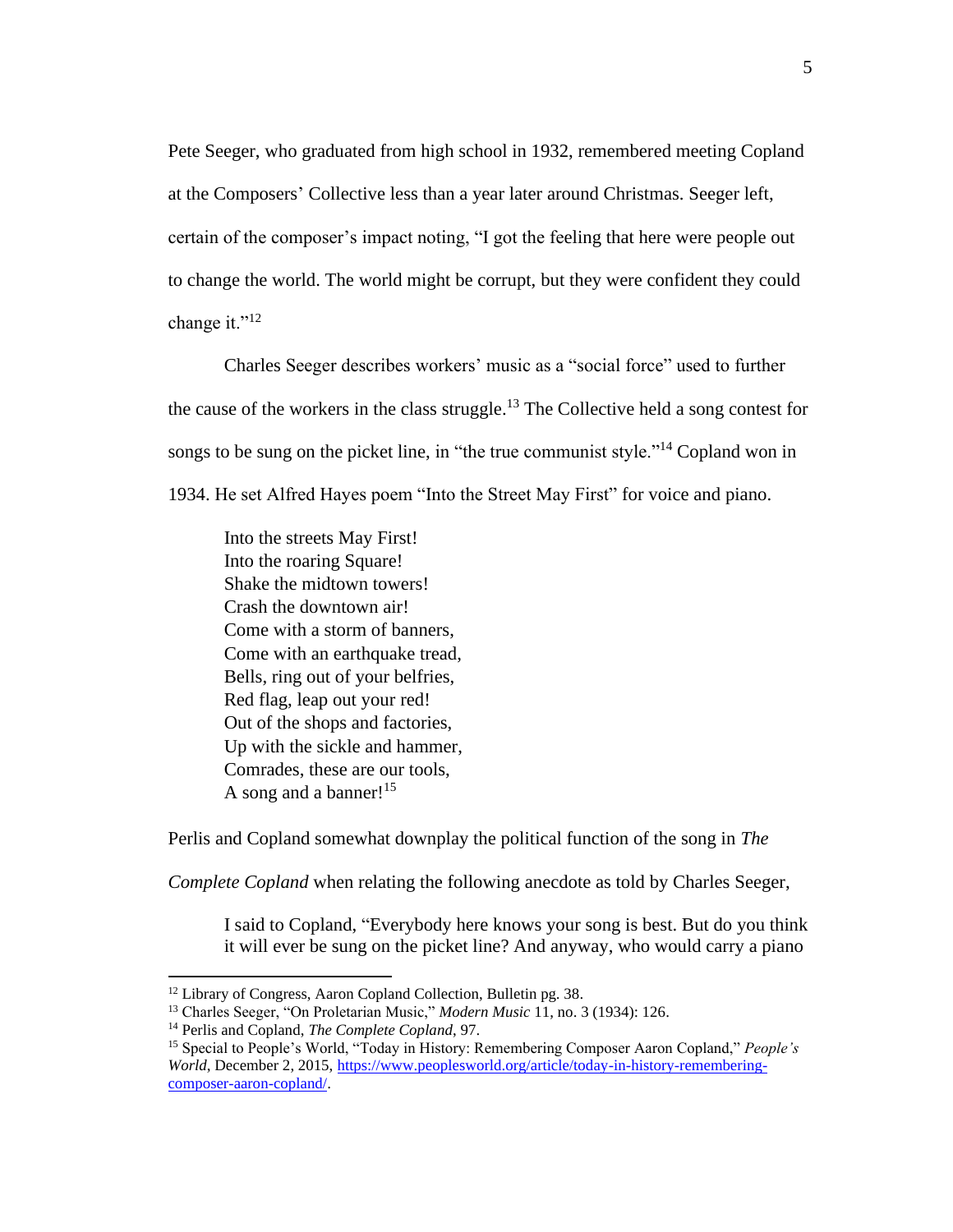Pete Seeger, who graduated from high school in 1932, remembered meeting Copland at the Composers' Collective less than a year later around Christmas. Seeger left, certain of the composer's impact noting, "I got the feeling that here were people out to change the world. The world might be corrupt, but they were confident they could change it."[12]

Charles Seeger describes workers' music as a "social force" used to further the cause of the workers in the class struggle.[13] The Collective held a song contest for songs to be sung on the picket line, in "the true communist style."[14] Copland won in 1934. He set Alfred Hayes poem "Into the Street May First" for voice and piano.

> Into the streets May First!
> Into the roaring Square!
> Shake the midtown towers!
> Crash the downtown air!
> Come with a storm of banners,
> Come with an earthquake tread,
> Bells, ring out of your belfries,
> Red flag, leap out your red!
> Out of the shops and factories,
> Up with the sickle and hammer,
> Comrades, these are our tools,
> A song and a banner![15]

Perlis and Copland somewhat downplay the political function of the song in *The Complete Copland* when relating the following anecdote as told by Charles Seeger,

> I said to Copland, "Everybody here knows your song is best. But do you think it will ever be sung on the picket line? And anyway, who would carry a piano

---

[12] Library of Congress, Aaron Copland Collection, Bulletin pg. 38.

[13] Charles Seeger, "On Proletarian Music," *Modern Music* 11, no. 3 (1934): 126.

[14] Perlis and Copland, *The Complete Copland*, 97.

[15] Special to People's World, "Today in History: Remembering Composer Aaron Copland," *People's World*, December 2, 2015, https://www.peoplesworld.org/article/today-in-history-remembering-composer-aaron-copland/.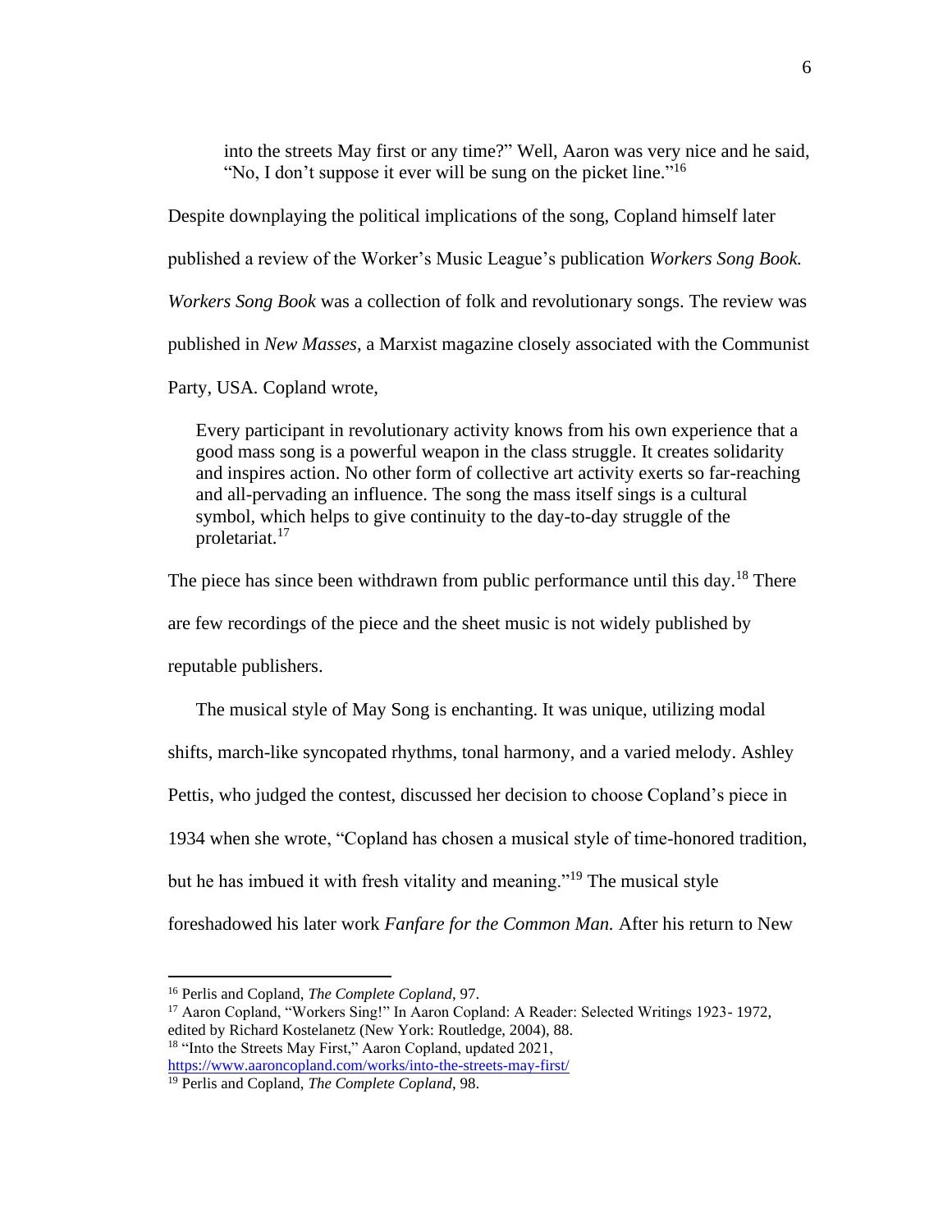> into the streets May first or any time?" Well, Aaron was very nice and he said, "No, I don't suppose it ever will be sung on the picket line."[16]

Despite downplaying the political implications of the song, Copland himself later published a review of the Worker's Music League's publication *Workers Song Book. Workers Song Book* was a collection of folk and revolutionary songs. The review was published in *New Masses*, a Marxist magazine closely associated with the Communist Party, USA. Copland wrote,

> Every participant in revolutionary activity knows from his own experience that a good mass song is a powerful weapon in the class struggle. It creates solidarity and inspires action. No other form of collective art activity exerts so far-reaching and all-pervading an influence. The song the mass itself sings is a cultural symbol, which helps to give continuity to the day-to-day struggle of the proletariat.[17]

The piece has since been withdrawn from public performance until this day.[18] There are few recordings of the piece and the sheet music is not widely published by reputable publishers.

The musical style of May Song is enchanting. It was unique, utilizing modal shifts, march-like syncopated rhythms, tonal harmony, and a varied melody. Ashley Pettis, who judged the contest, discussed her decision to choose Copland's piece in 1934 when she wrote, "Copland has chosen a musical style of time-honored tradition, but he has imbued it with fresh vitality and meaning."[19] The musical style foreshadowed his later work *Fanfare for the Common Man.* After his return to New

---

[16] Perlis and Copland, *The Complete Copland*, 97.

[17] Aaron Copland, "Workers Sing!" In Aaron Copland: A Reader: Selected Writings 1923- 1972, edited by Richard Kostelanetz (New York: Routledge, 2004), 88.

[18] "Into the Streets May First," Aaron Copland, updated 2021, https://www.aaroncopland.com/works/into-the-streets-may-first/

[19] Perlis and Copland, *The Complete Copland*, 98.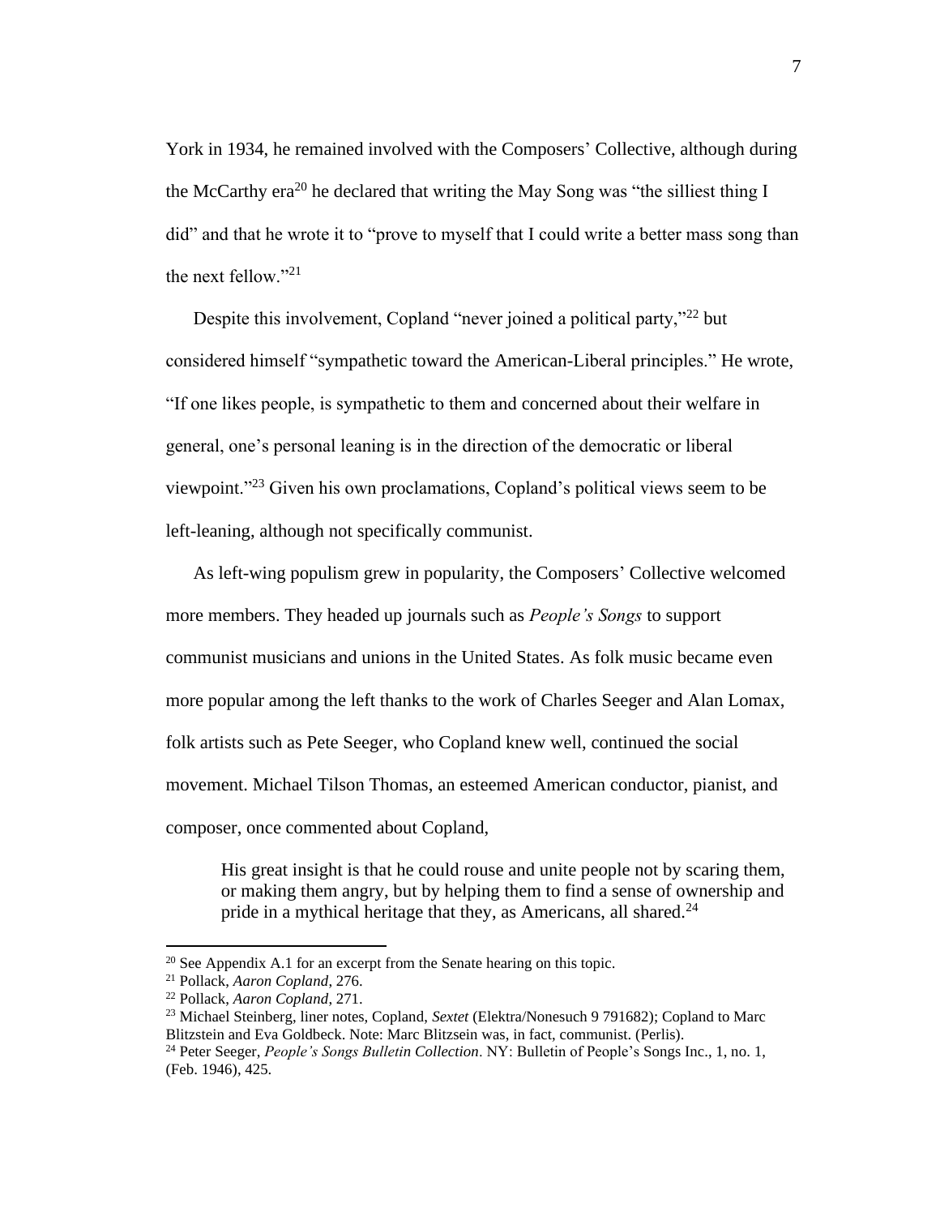York in 1934, he remained involved with the Composers' Collective, although during the McCarthy era[20] he declared that writing the May Song was "the silliest thing I did" and that he wrote it to "prove to myself that I could write a better mass song than the next fellow."[21]

Despite this involvement, Copland "never joined a political party,"[22] but considered himself "sympathetic toward the American-Liberal principles." He wrote, "If one likes people, is sympathetic to them and concerned about their welfare in general, one's personal leaning is in the direction of the democratic or liberal viewpoint."[23] Given his own proclamations, Copland's political views seem to be left-leaning, although not specifically communist.

As left-wing populism grew in popularity, the Composers' Collective welcomed more members. They headed up journals such as *People's Songs* to support communist musicians and unions in the United States. As folk music became even more popular among the left thanks to the work of Charles Seeger and Alan Lomax, folk artists such as Pete Seeger, who Copland knew well, continued the social movement. Michael Tilson Thomas, an esteemed American conductor, pianist, and composer, once commented about Copland,

> His great insight is that he could rouse and unite people not by scaring them, or making them angry, but by helping them to find a sense of ownership and pride in a mythical heritage that they, as Americans, all shared.[24]

---

[20] See Appendix A.1 for an excerpt from the Senate hearing on this topic.

[21] Pollack, *Aaron Copland,* 276.

[22] Pollack, *Aaron Copland,* 271.

[23] Michael Steinberg, liner notes, Copland, *Sextet* (Elektra/Nonesuch 9 791682); Copland to Marc Blitzstein and Eva Goldbeck. Note: Marc Blitzsein was, in fact, communist. (Perlis).

[24] Peter Seeger, *People's Songs Bulletin Collection*. NY: Bulletin of People's Songs Inc., 1, no. 1, (Feb. 1946), 425.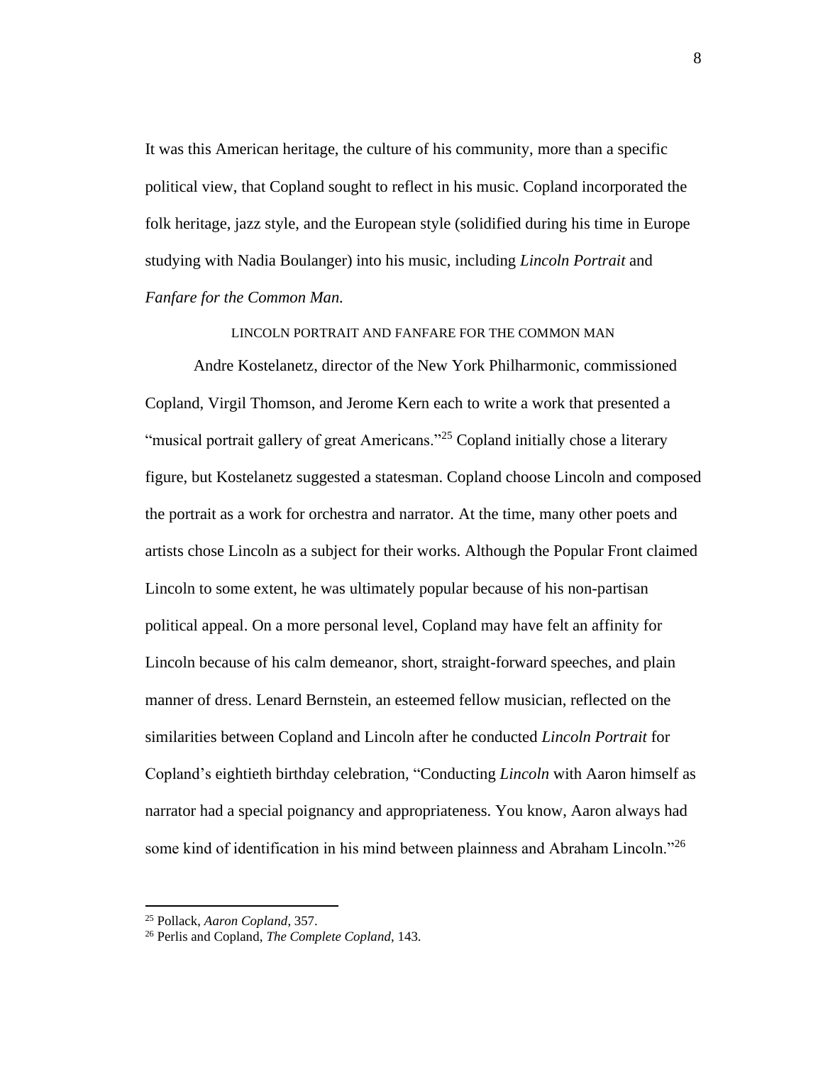It was this American heritage, the culture of his community, more than a specific political view, that Copland sought to reflect in his music. Copland incorporated the folk heritage, jazz style, and the European style (solidified during his time in Europe studying with Nadia Boulanger) into his music, including *Lincoln Portrait* and *Fanfare for the Common Man.*

## LINCOLN PORTRAIT AND FANFARE FOR THE COMMON MAN

Andre Kostelanetz, director of the New York Philharmonic, commissioned Copland, Virgil Thomson, and Jerome Kern each to write a work that presented a "musical portrait gallery of great Americans."[25] Copland initially chose a literary figure, but Kostelanetz suggested a statesman. Copland choose Lincoln and composed the portrait as a work for orchestra and narrator. At the time, many other poets and artists chose Lincoln as a subject for their works. Although the Popular Front claimed Lincoln to some extent, he was ultimately popular because of his non-partisan political appeal. On a more personal level, Copland may have felt an affinity for Lincoln because of his calm demeanor, short, straight-forward speeches, and plain manner of dress. Lenard Bernstein, an esteemed fellow musician, reflected on the similarities between Copland and Lincoln after he conducted *Lincoln Portrait* for Copland's eightieth birthday celebration, "Conducting *Lincoln* with Aaron himself as narrator had a special poignancy and appropriateness. You know, Aaron always had some kind of identification in his mind between plainness and Abraham Lincoln."[26]

---

[25] Pollack, *Aaron Copland*, 357.

[26] Perlis and Copland, *The Complete Copland*, 143.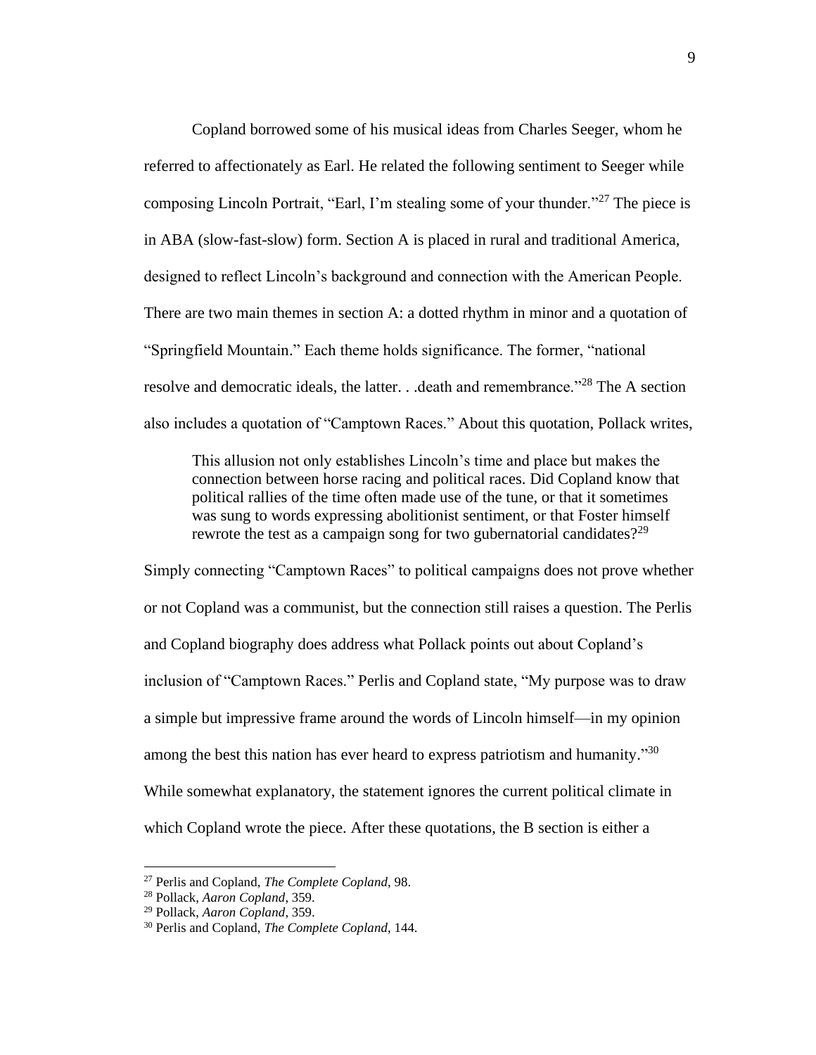Copland borrowed some of his musical ideas from Charles Seeger, whom he referred to affectionately as Earl. He related the following sentiment to Seeger while composing Lincoln Portrait, "Earl, I'm stealing some of your thunder."[27] The piece is in ABA (slow-fast-slow) form. Section A is placed in rural and traditional America, designed to reflect Lincoln's background and connection with the American People. There are two main themes in section A: a dotted rhythm in minor and a quotation of "Springfield Mountain." Each theme holds significance. The former, "national resolve and democratic ideals, the latter. . .death and remembrance."[28] The A section also includes a quotation of "Camptown Races." About this quotation, Pollack writes,

> This allusion not only establishes Lincoln's time and place but makes the connection between horse racing and political races. Did Copland know that political rallies of the time often made use of the tune, or that it sometimes was sung to words expressing abolitionist sentiment, or that Foster himself rewrote the test as a campaign song for two gubernatorial candidates?[29]

Simply connecting "Camptown Races" to political campaigns does not prove whether or not Copland was a communist, but the connection still raises a question. The Perlis and Copland biography does address what Pollack points out about Copland's inclusion of "Camptown Races." Perlis and Copland state, "My purpose was to draw a simple but impressive frame around the words of Lincoln himself—in my opinion among the best this nation has ever heard to express patriotism and humanity."[30] While somewhat explanatory, the statement ignores the current political climate in which Copland wrote the piece. After these quotations, the B section is either a

---

[27] Perlis and Copland, *The Complete Copland*, 98.
[28] Pollack, *Aaron Copland*, 359.
[29] Pollack, *Aaron Copland*, 359.
[30] Perlis and Copland, *The Complete Copland*, 144.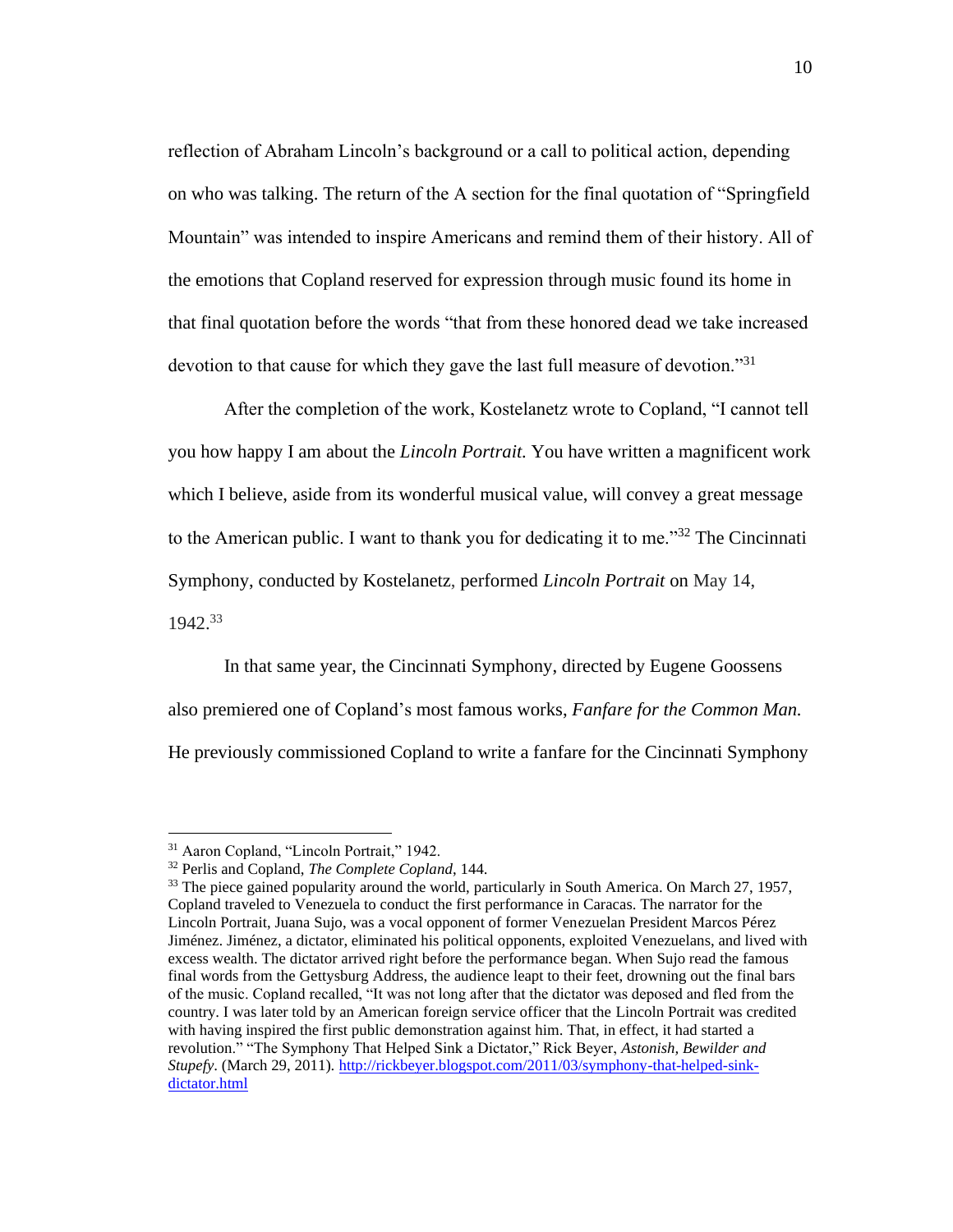reflection of Abraham Lincoln's background or a call to political action, depending on who was talking. The return of the A section for the final quotation of "Springfield Mountain" was intended to inspire Americans and remind them of their history. All of the emotions that Copland reserved for expression through music found its home in that final quotation before the words "that from these honored dead we take increased devotion to that cause for which they gave the last full measure of devotion."[31]

After the completion of the work, Kostelanetz wrote to Copland, "I cannot tell you how happy I am about the *Lincoln Portrait.* You have written a magnificent work which I believe, aside from its wonderful musical value, will convey a great message to the American public. I want to thank you for dedicating it to me."[32] The Cincinnati Symphony, conducted by Kostelanetz, performed *Lincoln Portrait* on May 14, 1942.[33]

In that same year, the Cincinnati Symphony, directed by Eugene Goossens also premiered one of Copland's most famous works, *Fanfare for the Common Man.* He previously commissioned Copland to write a fanfare for the Cincinnati Symphony

---

[31] Aaron Copland, "Lincoln Portrait," 1942.

[32] Perlis and Copland, *The Complete Copland*, 144.

[33] The piece gained popularity around the world, particularly in South America. On March 27, 1957, Copland traveled to Venezuela to conduct the first performance in Caracas. The narrator for the Lincoln Portrait, Juana Sujo, was a vocal opponent of former Venezuelan President Marcos Pérez Jiménez. Jiménez, a dictator, eliminated his political opponents, exploited Venezuelans, and lived with excess wealth. The dictator arrived right before the performance began. When Sujo read the famous final words from the Gettysburg Address, the audience leapt to their feet, drowning out the final bars of the music. Copland recalled, "It was not long after that the dictator was deposed and fled from the country. I was later told by an American foreign service officer that the Lincoln Portrait was credited with having inspired the first public demonstration against him. That, in effect, it had started a revolution." "The Symphony That Helped Sink a Dictator," Rick Beyer, *Astonish, Bewilder and Stupefy*. (March 29, 2011). http://rickbeyer.blogspot.com/2011/03/symphony-that-helped-sink-dictator.html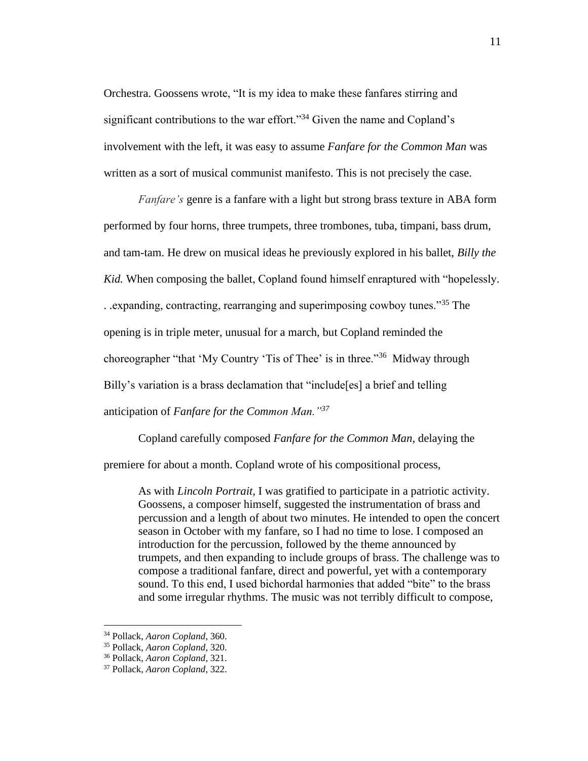Orchestra. Goossens wrote, "It is my idea to make these fanfares stirring and significant contributions to the war effort."[34] Given the name and Copland's involvement with the left, it was easy to assume *Fanfare for the Common Man* was written as a sort of musical communist manifesto. This is not precisely the case.

*Fanfare's* genre is a fanfare with a light but strong brass texture in ABA form performed by four horns, three trumpets, three trombones, tuba, timpani, bass drum, and tam-tam. He drew on musical ideas he previously explored in his ballet, *Billy the Kid.* When composing the ballet, Copland found himself enraptured with "hopelessly. . .expanding, contracting, rearranging and superimposing cowboy tunes."[35] The opening is in triple meter, unusual for a march, but Copland reminded the choreographer "that 'My Country 'Tis of Thee' is in three."[36] Midway through Billy's variation is a brass declamation that "include[es] a brief and telling anticipation of *Fanfare for the Common Man."*[37]

Copland carefully composed *Fanfare for the Common Man*, delaying the premiere for about a month. Copland wrote of his compositional process,

> As with *Lincoln Portrait*, I was gratified to participate in a patriotic activity. Goossens, a composer himself, suggested the instrumentation of brass and percussion and a length of about two minutes. He intended to open the concert season in October with my fanfare, so I had no time to lose. I composed an introduction for the percussion, followed by the theme announced by trumpets, and then expanding to include groups of brass. The challenge was to compose a traditional fanfare, direct and powerful, yet with a contemporary sound. To this end, I used bichordal harmonies that added "bite" to the brass and some irregular rhythms. The music was not terribly difficult to compose,

---

[34] Pollack, *Aaron Copland*, 360.
[35] Pollack, *Aaron Copland*, 320.
[36] Pollack, *Aaron Copland*, 321.
[37] Pollack, *Aaron Copland*, 322.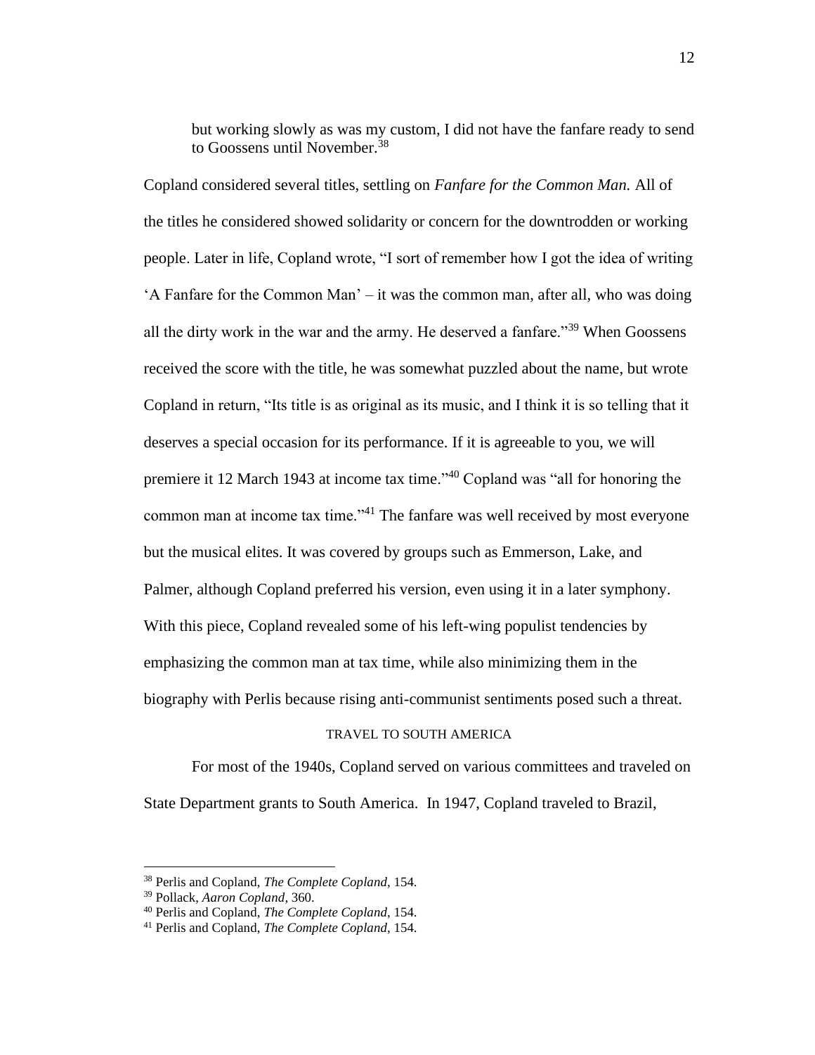> but working slowly as was my custom, I did not have the fanfare ready to send to Goossens until November.[38]

Copland considered several titles, settling on *Fanfare for the Common Man.* All of the titles he considered showed solidarity or concern for the downtrodden or working people. Later in life, Copland wrote, "I sort of remember how I got the idea of writing 'A Fanfare for the Common Man' – it was the common man, after all, who was doing all the dirty work in the war and the army. He deserved a fanfare."[39] When Goossens received the score with the title, he was somewhat puzzled about the name, but wrote Copland in return, "Its title is as original as its music, and I think it is so telling that it deserves a special occasion for its performance. If it is agreeable to you, we will premiere it 12 March 1943 at income tax time."[40] Copland was "all for honoring the common man at income tax time."[41] The fanfare was well received by most everyone but the musical elites. It was covered by groups such as Emmerson, Lake, and Palmer, although Copland preferred his version, even using it in a later symphony. With this piece, Copland revealed some of his left-wing populist tendencies by emphasizing the common man at tax time, while also minimizing them in the biography with Perlis because rising anti-communist sentiments posed such a threat.

## TRAVEL TO SOUTH AMERICA

For most of the 1940s, Copland served on various committees and traveled on State Department grants to South America. In 1947, Copland traveled to Brazil,

---

[38] Perlis and Copland, *The Complete Copland*, 154.

[39] Pollack, *Aaron Copland*, 360.

[40] Perlis and Copland, *The Complete Copland*, 154.

[41] Perlis and Copland, *The Complete Copland*, 154.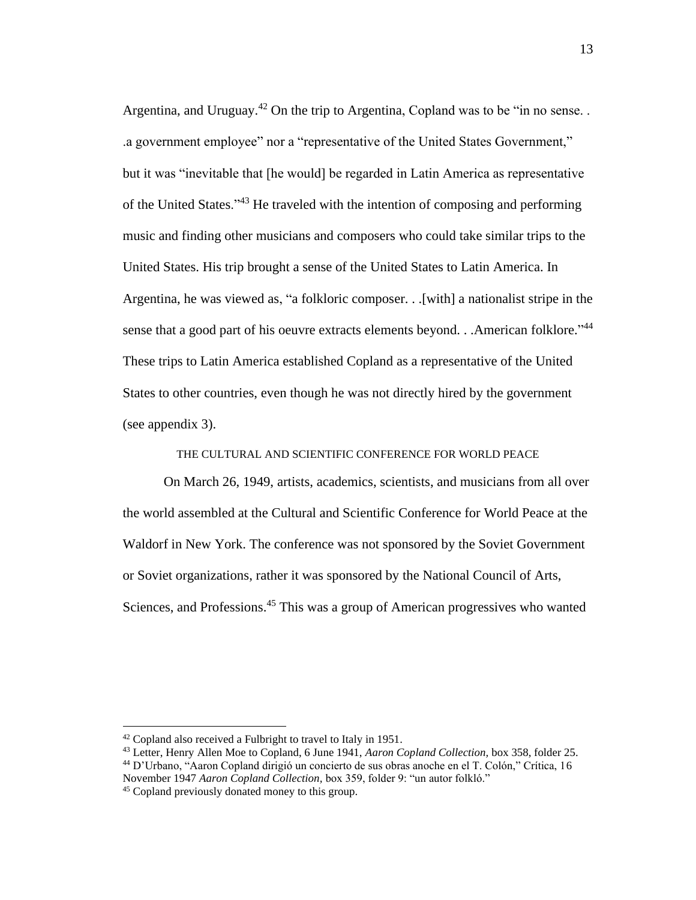Argentina, and Uruguay.[42] On the trip to Argentina, Copland was to be "in no sense. . .a government employee" nor a "representative of the United States Government," but it was "inevitable that [he would] be regarded in Latin America as representative of the United States."[43] He traveled with the intention of composing and performing music and finding other musicians and composers who could take similar trips to the United States. His trip brought a sense of the United States to Latin America. In Argentina, he was viewed as, "a folkloric composer. . .[with] a nationalist stripe in the sense that a good part of his oeuvre extracts elements beyond. . .American folklore."[44] These trips to Latin America established Copland as a representative of the United States to other countries, even though he was not directly hired by the government (see appendix 3).

## THE CULTURAL AND SCIENTIFIC CONFERENCE FOR WORLD PEACE

On March 26, 1949, artists, academics, scientists, and musicians from all over the world assembled at the Cultural and Scientific Conference for World Peace at the Waldorf in New York. The conference was not sponsored by the Soviet Government or Soviet organizations, rather it was sponsored by the National Council of Arts, Sciences, and Professions.[45] This was a group of American progressives who wanted

---

[42] Copland also received a Fulbright to travel to Italy in 1951.

[43] Letter, Henry Allen Moe to Copland, 6 June 1941, *Aaron Copland Collection,* box 358, folder 25.

[44] D'Urbano, "Aaron Copland dirigió un concierto de sus obras anoche en el T. Colón," Crítica, 16 November 1947 *Aaron Copland Collection,* box 359, folder 9: "un autor folkló."

[45] Copland previously donated money to this group.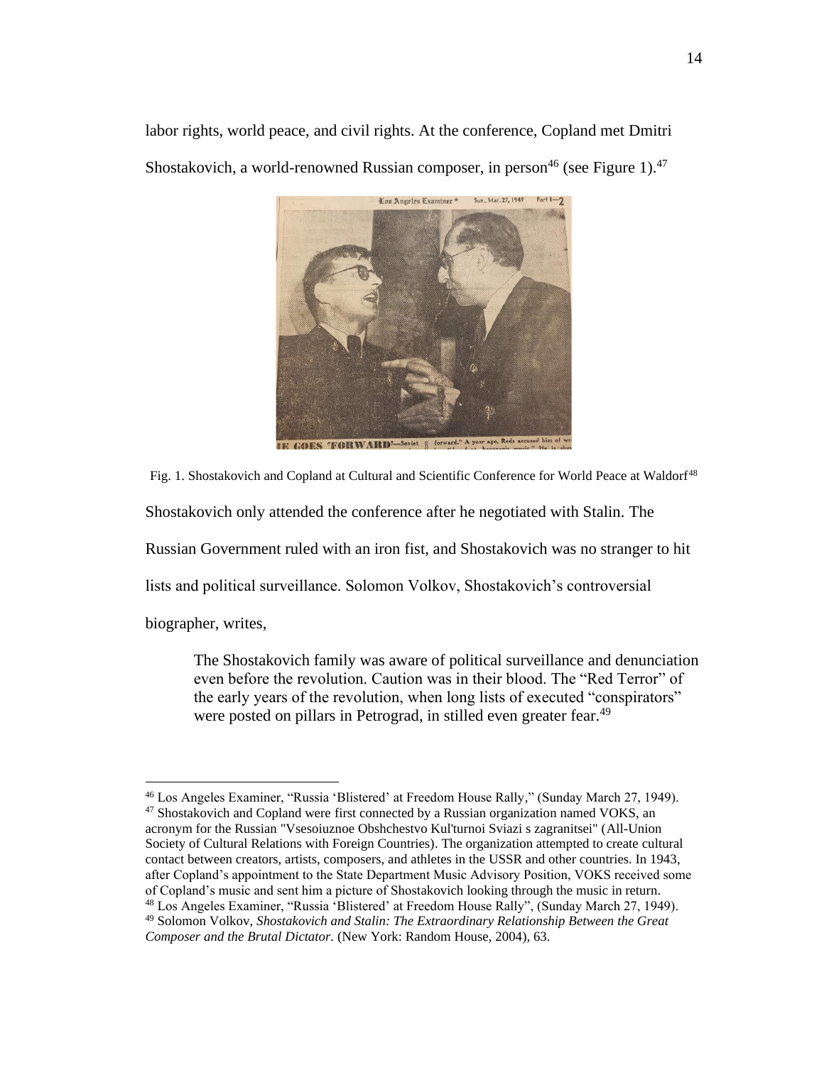labor rights, world peace, and civil rights. At the conference, Copland met Dmitri Shostakovich, a world-renowned Russian composer, in person[46] (see Figure 1).[47]

Fig. 1. Shostakovich and Copland at Cultural and Scientific Conference for World Peace at Waldorf[48]

Shostakovich only attended the conference after he negotiated with Stalin. The Russian Government ruled with an iron fist, and Shostakovich was no stranger to hit lists and political surveillance. Solomon Volkov, Shostakovich's controversial biographer, writes,

> The Shostakovich family was aware of political surveillance and denunciation even before the revolution. Caution was in their blood. The "Red Terror" of the early years of the revolution, when long lists of executed "conspirators" were posted on pillars in Petrograd, in stilled even greater fear.[49]

---

[46] Los Angeles Examiner, "Russia 'Blistered' at Freedom House Rally," (Sunday March 27, 1949).

[47] Shostakovich and Copland were first connected by a Russian organization named VOKS, an acronym for the Russian "Vsesoiuznoe Obshchestvo Kul'turnoi Sviazi s zagranitsei" (All-Union Society of Cultural Relations with Foreign Countries). The organization attempted to create cultural contact between creators, artists, composers, and athletes in the USSR and other countries. In 1943, after Copland's appointment to the State Department Music Advisory Position, VOKS received some of Copland's music and sent him a picture of Shostakovich looking through the music in return.

[48] Los Angeles Examiner, "Russia 'Blistered' at Freedom House Rally", (Sunday March 27, 1949).

[49] Solomon Volkov, *Shostakovich and Stalin: The Extraordinary Relationship Between the Great Composer and the Brutal Dictator.* (New York: Random House, 2004), 63.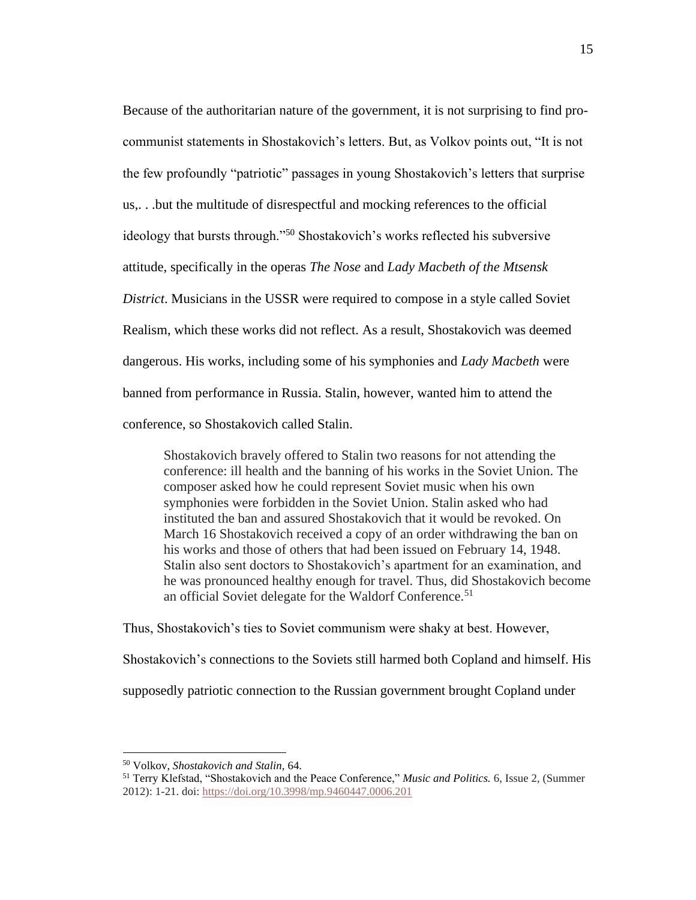Because of the authoritarian nature of the government, it is not surprising to find pro-communist statements in Shostakovich's letters. But, as Volkov points out, "It is not the few profoundly "patriotic" passages in young Shostakovich's letters that surprise us,. . .but the multitude of disrespectful and mocking references to the official ideology that bursts through."[50] Shostakovich's works reflected his subversive attitude, specifically in the operas *The Nose* and *Lady Macbeth of the Mtsensk District*. Musicians in the USSR were required to compose in a style called Soviet Realism, which these works did not reflect. As a result, Shostakovich was deemed dangerous. His works, including some of his symphonies and *Lady Macbeth* were banned from performance in Russia. Stalin, however, wanted him to attend the conference, so Shostakovich called Stalin.

> Shostakovich bravely offered to Stalin two reasons for not attending the conference: ill health and the banning of his works in the Soviet Union. The composer asked how he could represent Soviet music when his own symphonies were forbidden in the Soviet Union. Stalin asked who had instituted the ban and assured Shostakovich that it would be revoked. On March 16 Shostakovich received a copy of an order withdrawing the ban on his works and those of others that had been issued on February 14, 1948. Stalin also sent doctors to Shostakovich's apartment for an examination, and he was pronounced healthy enough for travel. Thus, did Shostakovich become an official Soviet delegate for the Waldorf Conference.[51]

Thus, Shostakovich's ties to Soviet communism were shaky at best. However, Shostakovich's connections to the Soviets still harmed both Copland and himself. His supposedly patriotic connection to the Russian government brought Copland under

---

[50] Volkov, *Shostakovich and Stalin,* 64.

[51] Terry Klefstad, "Shostakovich and the Peace Conference," *Music and Politics.* 6, Issue 2, (Summer 2012): 1-21. doi: https://doi.org/10.3998/mp.9460447.0006.201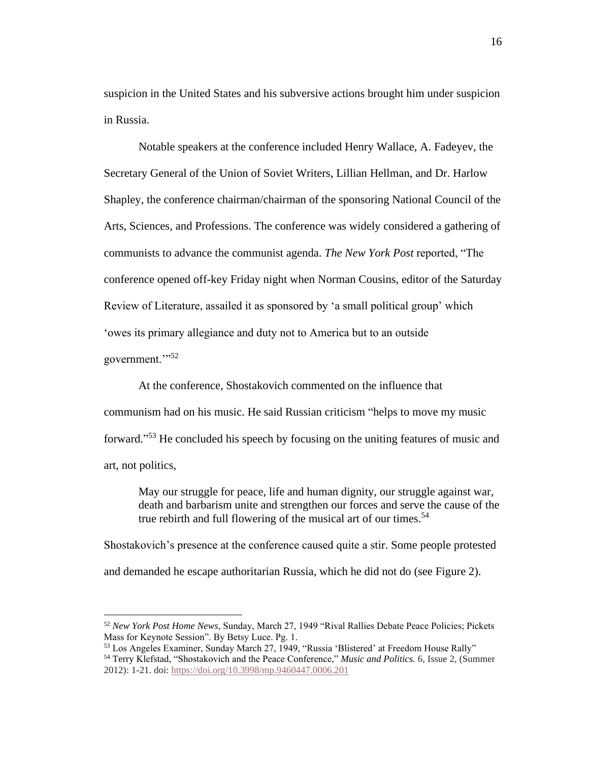suspicion in the United States and his subversive actions brought him under suspicion in Russia.

Notable speakers at the conference included Henry Wallace, A. Fadeyev, the Secretary General of the Union of Soviet Writers, Lillian Hellman, and Dr. Harlow Shapley, the conference chairman/chairman of the sponsoring National Council of the Arts, Sciences, and Professions. The conference was widely considered a gathering of communists to advance the communist agenda. *The New York Post* reported, "The conference opened off-key Friday night when Norman Cousins, editor of the Saturday Review of Literature, assailed it as sponsored by 'a small political group' which 'owes its primary allegiance and duty not to America but to an outside government.'"[52]

At the conference, Shostakovich commented on the influence that communism had on his music. He said Russian criticism "helps to move my music forward."[53] He concluded his speech by focusing on the uniting features of music and art, not politics,

> May our struggle for peace, life and human dignity, our struggle against war, death and barbarism unite and strengthen our forces and serve the cause of the true rebirth and full flowering of the musical art of our times.[54]

Shostakovich's presence at the conference caused quite a stir. Some people protested and demanded he escape authoritarian Russia, which he did not do (see Figure 2).

---

[52] *New York Post Home News*, Sunday, March 27, 1949 "Rival Rallies Debate Peace Policies; Pickets Mass for Keynote Session". By Betsy Luce. Pg. 1.

[53] Los Angeles Examiner, Sunday March 27, 1949, "Russia 'Blistered' at Freedom House Rally"

[54] Terry Klefstad, "Shostakovich and the Peace Conference," *Music and Politics.* 6, Issue 2, (Summer 2012): 1-21. doi: https://doi.org/10.3998/mp.9460447.0006.201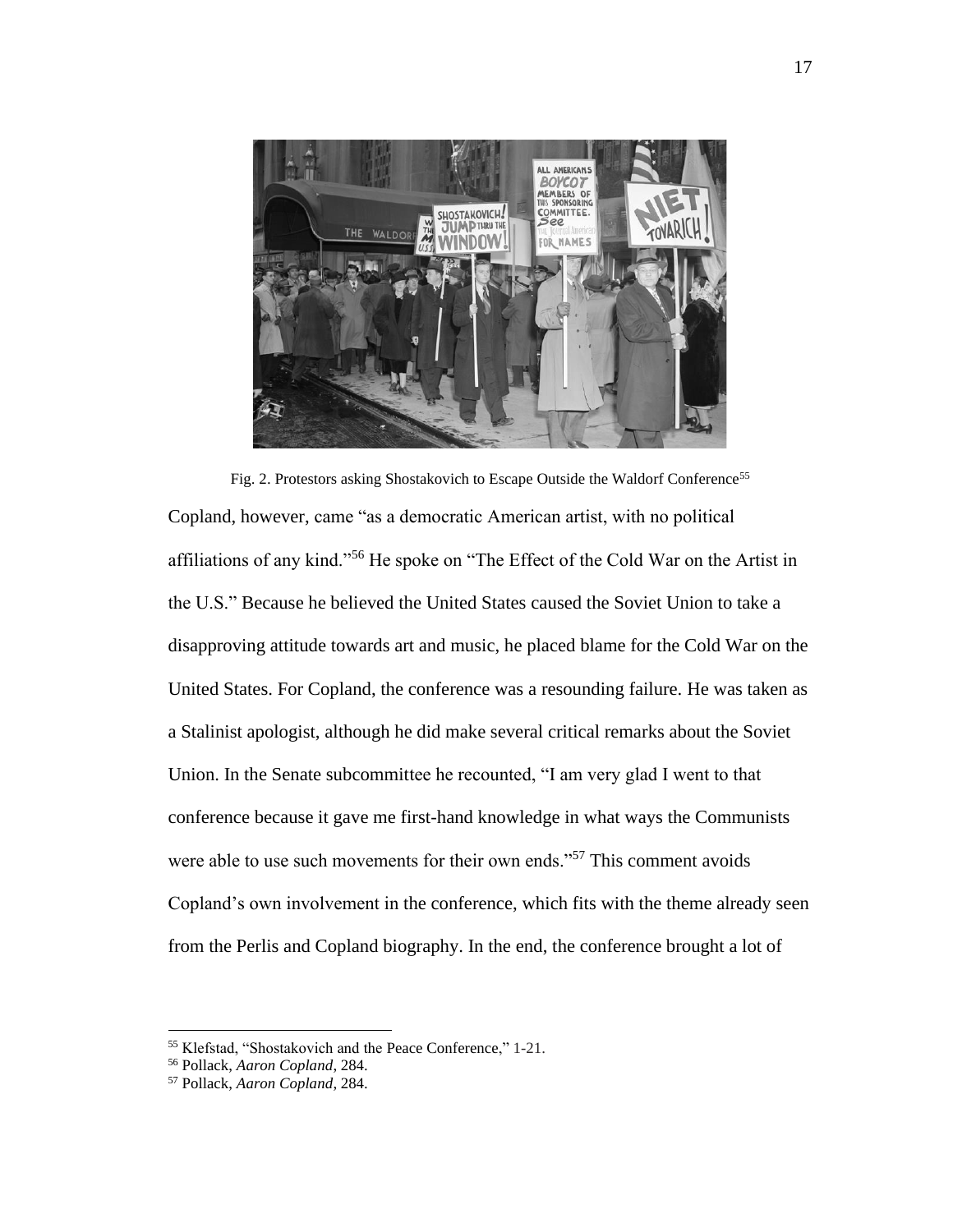Fig. 2. Protestors asking Shostakovich to Escape Outside the Waldorf Conference[55]

Copland, however, came "as a democratic American artist, with no political affiliations of any kind."[56] He spoke on "The Effect of the Cold War on the Artist in the U.S." Because he believed the United States caused the Soviet Union to take a disapproving attitude towards art and music, he placed blame for the Cold War on the United States. For Copland, the conference was a resounding failure. He was taken as a Stalinist apologist, although he did make several critical remarks about the Soviet Union. In the Senate subcommittee he recounted, "I am very glad I went to that conference because it gave me first-hand knowledge in what ways the Communists were able to use such movements for their own ends."[57] This comment avoids Copland's own involvement in the conference, which fits with the theme already seen from the Perlis and Copland biography. In the end, the conference brought a lot of

[55] Klefstad, "Shostakovich and the Peace Conference," 1-21.

[56] Pollack, *Aaron Copland*, 284.

[57] Pollack, *Aaron Copland*, 284.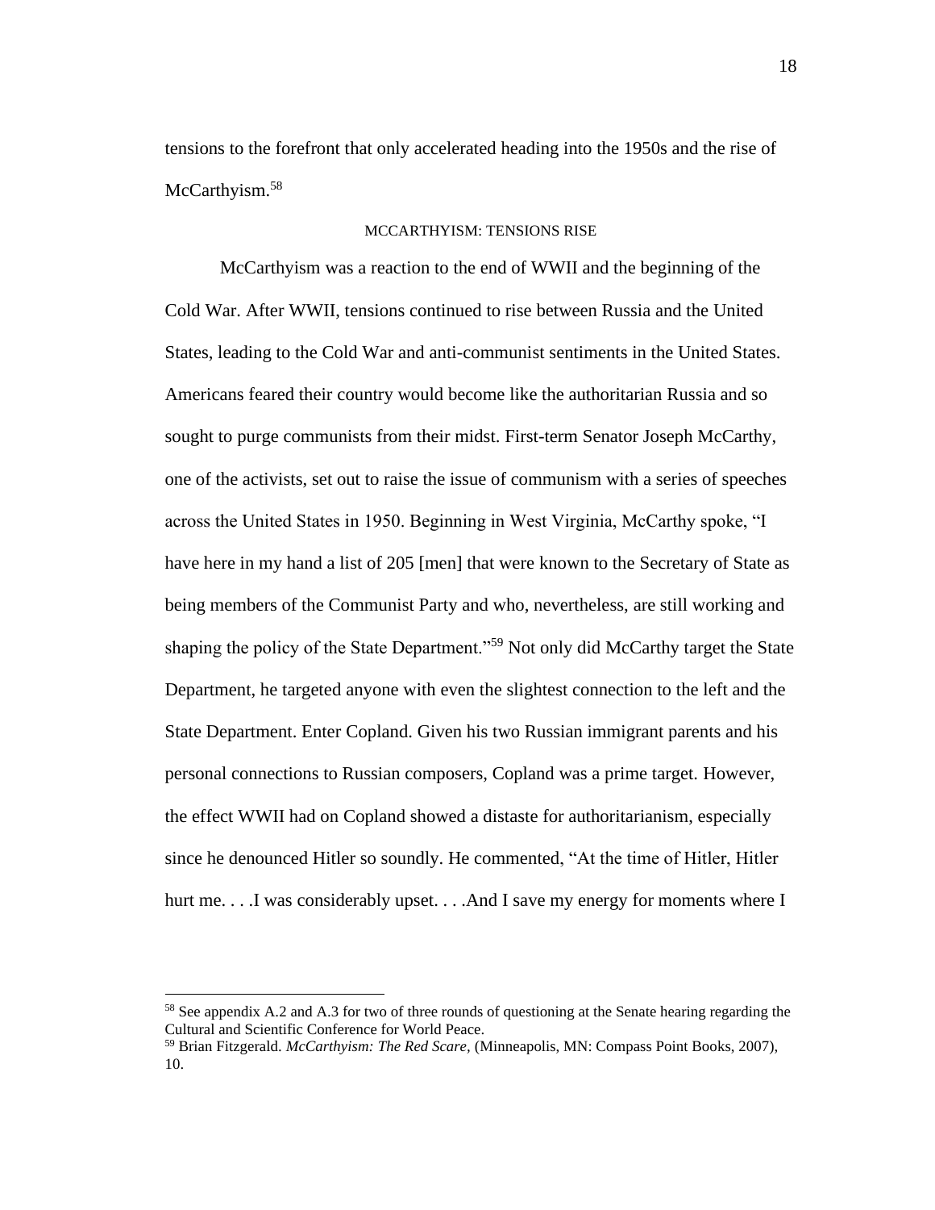tensions to the forefront that only accelerated heading into the 1950s and the rise of McCarthyism.[58]

## MCCARTHYISM: TENSIONS RISE

McCarthyism was a reaction to the end of WWII and the beginning of the Cold War. After WWII, tensions continued to rise between Russia and the United States, leading to the Cold War and anti-communist sentiments in the United States. Americans feared their country would become like the authoritarian Russia and so sought to purge communists from their midst. First-term Senator Joseph McCarthy, one of the activists, set out to raise the issue of communism with a series of speeches across the United States in 1950. Beginning in West Virginia, McCarthy spoke, "I have here in my hand a list of 205 [men] that were known to the Secretary of State as being members of the Communist Party and who, nevertheless, are still working and shaping the policy of the State Department."[59] Not only did McCarthy target the State Department, he targeted anyone with even the slightest connection to the left and the State Department. Enter Copland. Given his two Russian immigrant parents and his personal connections to Russian composers, Copland was a prime target. However, the effect WWII had on Copland showed a distaste for authoritarianism, especially since he denounced Hitler so soundly. He commented, "At the time of Hitler, Hitler hurt me. . . .I was considerably upset. . . .And I save my energy for moments where I

---

[58] See appendix A.2 and A.3 for two of three rounds of questioning at the Senate hearing regarding the Cultural and Scientific Conference for World Peace.

[59] Brian Fitzgerald. *McCarthyism: The Red Scare*, (Minneapolis, MN: Compass Point Books, 2007), 10.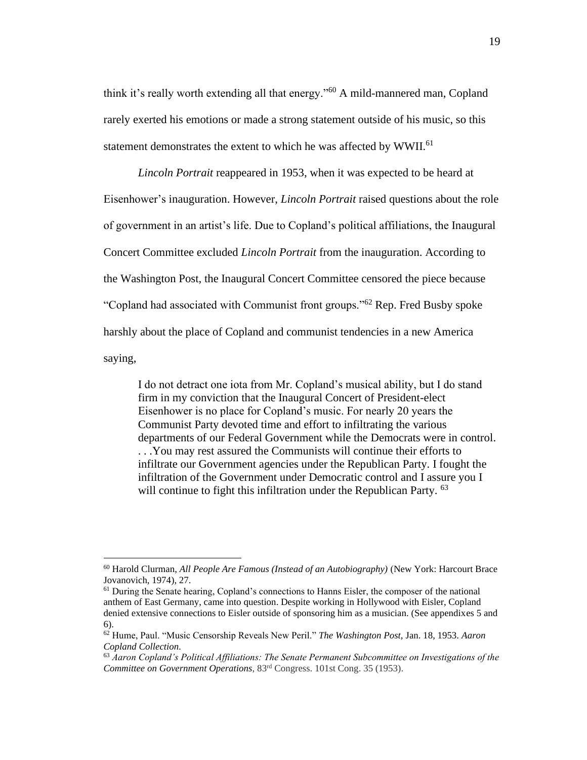think it's really worth extending all that energy."[60] A mild-mannered man, Copland rarely exerted his emotions or made a strong statement outside of his music, so this statement demonstrates the extent to which he was affected by WWII.[61]

*Lincoln Portrait* reappeared in 1953, when it was expected to be heard at Eisenhower's inauguration. However, *Lincoln Portrait* raised questions about the role of government in an artist's life. Due to Copland's political affiliations, the Inaugural Concert Committee excluded *Lincoln Portrait* from the inauguration. According to the Washington Post, the Inaugural Concert Committee censored the piece because "Copland had associated with Communist front groups."[62] Rep. Fred Busby spoke harshly about the place of Copland and communist tendencies in a new America saying,

> I do not detract one iota from Mr. Copland's musical ability, but I do stand firm in my conviction that the Inaugural Concert of President-elect Eisenhower is no place for Copland's music. For nearly 20 years the Communist Party devoted time and effort to infiltrating the various departments of our Federal Government while the Democrats were in control. . . .You may rest assured the Communists will continue their efforts to infiltrate our Government agencies under the Republican Party. I fought the infiltration of the Government under Democratic control and I assure you I will continue to fight this infiltration under the Republican Party. [63]

---

[60] Harold Clurman, *All People Are Famous (Instead of an Autobiography)* (New York: Harcourt Brace Jovanovich, 1974), 27.

[61] During the Senate hearing, Copland's connections to Hanns Eisler, the composer of the national anthem of East Germany, came into question. Despite working in Hollywood with Eisler, Copland denied extensive connections to Eisler outside of sponsoring him as a musician. (See appendixes 5 and 6).

[62] Hume, Paul. "Music Censorship Reveals New Peril." *The Washington Post*, Jan. 18, 1953. *Aaron Copland Collection.*

[63] *Aaron Copland's Political Affiliations: The Senate Permanent Subcommittee on Investigations of the Committee on Government Operations*, 83rd Congress. 101st Cong. 35 (1953).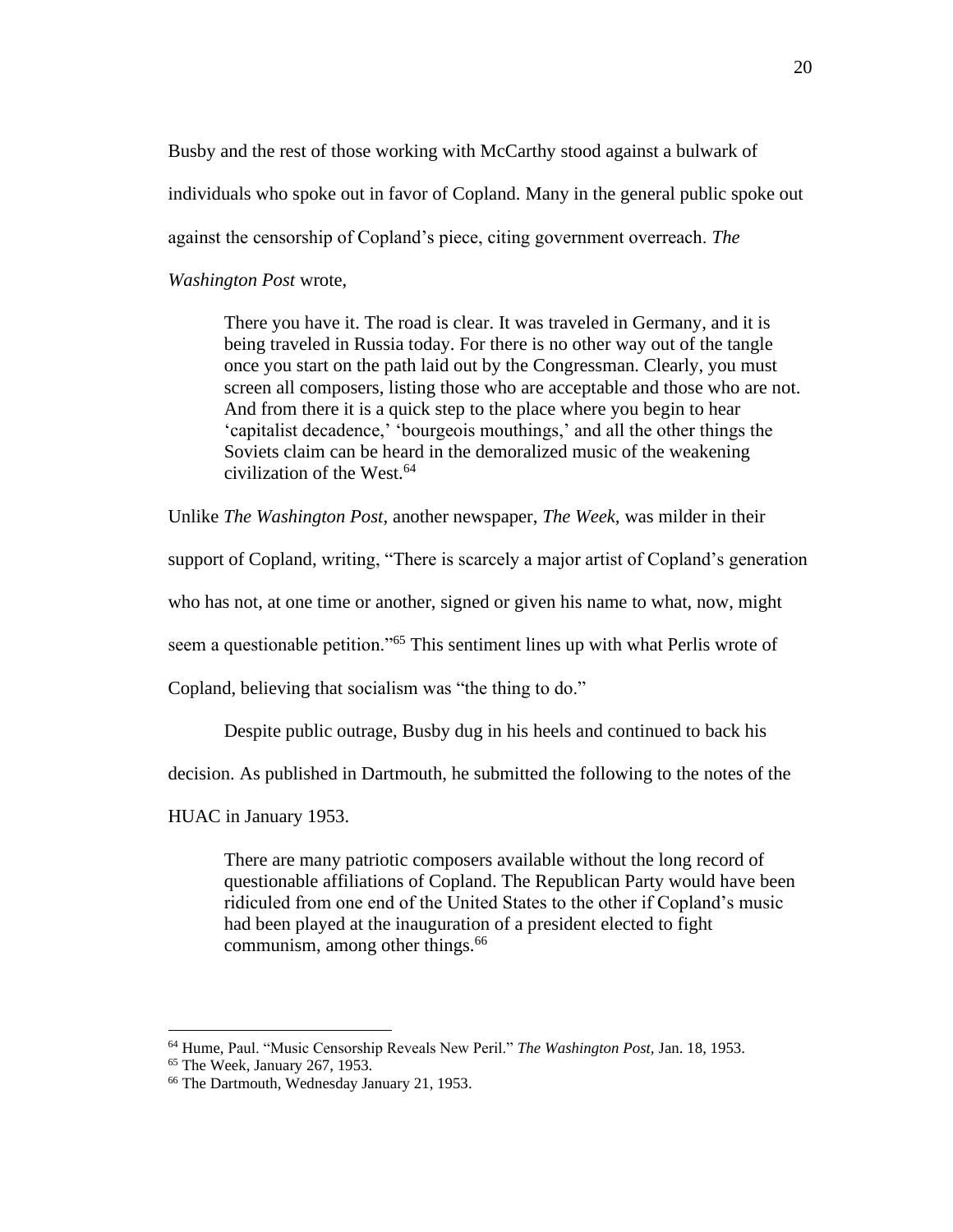Busby and the rest of those working with McCarthy stood against a bulwark of individuals who spoke out in favor of Copland. Many in the general public spoke out against the censorship of Copland's piece, citing government overreach. *The Washington Post* wrote,

> There you have it. The road is clear. It was traveled in Germany, and it is being traveled in Russia today. For there is no other way out of the tangle once you start on the path laid out by the Congressman. Clearly, you must screen all composers, listing those who are acceptable and those who are not. And from there it is a quick step to the place where you begin to hear 'capitalist decadence,' 'bourgeois mouthings,' and all the other things the Soviets claim can be heard in the demoralized music of the weakening civilization of the West.[64]

Unlike *The Washington Post*, another newspaper, *The Week,* was milder in their support of Copland, writing, "There is scarcely a major artist of Copland's generation who has not, at one time or another, signed or given his name to what, now, might seem a questionable petition."[65] This sentiment lines up with what Perlis wrote of Copland, believing that socialism was "the thing to do."

Despite public outrage, Busby dug in his heels and continued to back his decision. As published in Dartmouth, he submitted the following to the notes of the HUAC in January 1953.

> There are many patriotic composers available without the long record of questionable affiliations of Copland. The Republican Party would have been ridiculed from one end of the United States to the other if Copland's music had been played at the inauguration of a president elected to fight communism, among other things.[66]

---

[64] Hume, Paul. "Music Censorship Reveals New Peril." *The Washington Post*, Jan. 18, 1953.

[65] The Week, January 267, 1953.

[66] The Dartmouth, Wednesday January 21, 1953.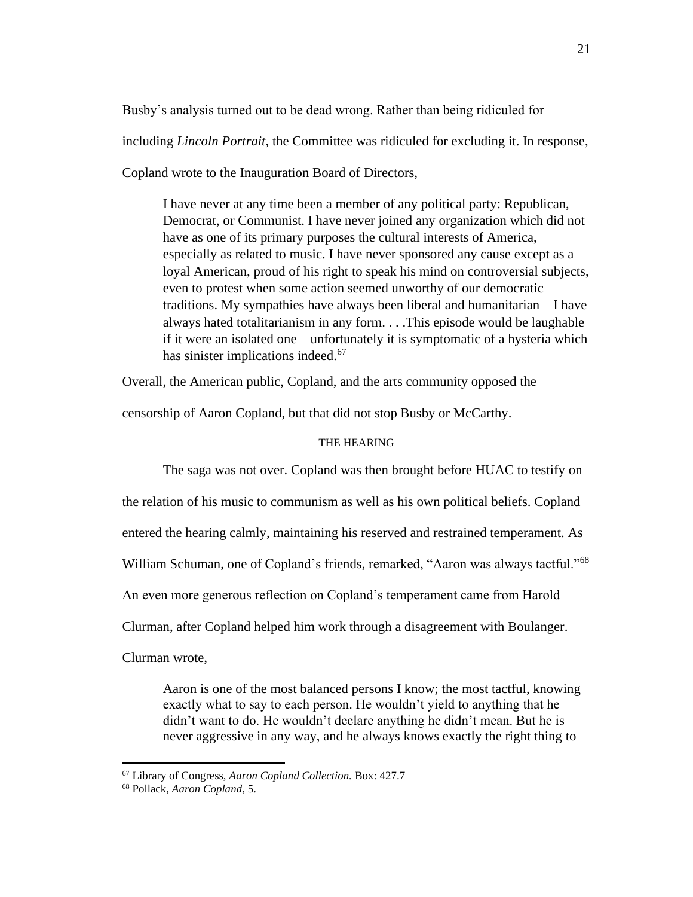Busby's analysis turned out to be dead wrong. Rather than being ridiculed for including *Lincoln Portrait,* the Committee was ridiculed for excluding it. In response, Copland wrote to the Inauguration Board of Directors,

> I have never at any time been a member of any political party: Republican, Democrat, or Communist. I have never joined any organization which did not have as one of its primary purposes the cultural interests of America, especially as related to music. I have never sponsored any cause except as a loyal American, proud of his right to speak his mind on controversial subjects, even to protest when some action seemed unworthy of our democratic traditions. My sympathies have always been liberal and humanitarian—I have always hated totalitarianism in any form. . . .This episode would be laughable if it were an isolated one—unfortunately it is symptomatic of a hysteria which has sinister implications indeed.[67]

Overall, the American public, Copland, and the arts community opposed the censorship of Aaron Copland, but that did not stop Busby or McCarthy.

## THE HEARING

The saga was not over. Copland was then brought before HUAC to testify on the relation of his music to communism as well as his own political beliefs. Copland entered the hearing calmly, maintaining his reserved and restrained temperament. As William Schuman, one of Copland's friends, remarked, "Aaron was always tactful."[68] An even more generous reflection on Copland's temperament came from Harold Clurman, after Copland helped him work through a disagreement with Boulanger. Clurman wrote,

> Aaron is one of the most balanced persons I know; the most tactful, knowing exactly what to say to each person. He wouldn't yield to anything that he didn't want to do. He wouldn't declare anything he didn't mean. But he is never aggressive in any way, and he always knows exactly the right thing to

---

[67] Library of Congress, *Aaron Copland Collection.* Box: 427.7

[68] Pollack, *Aaron Copland*, 5.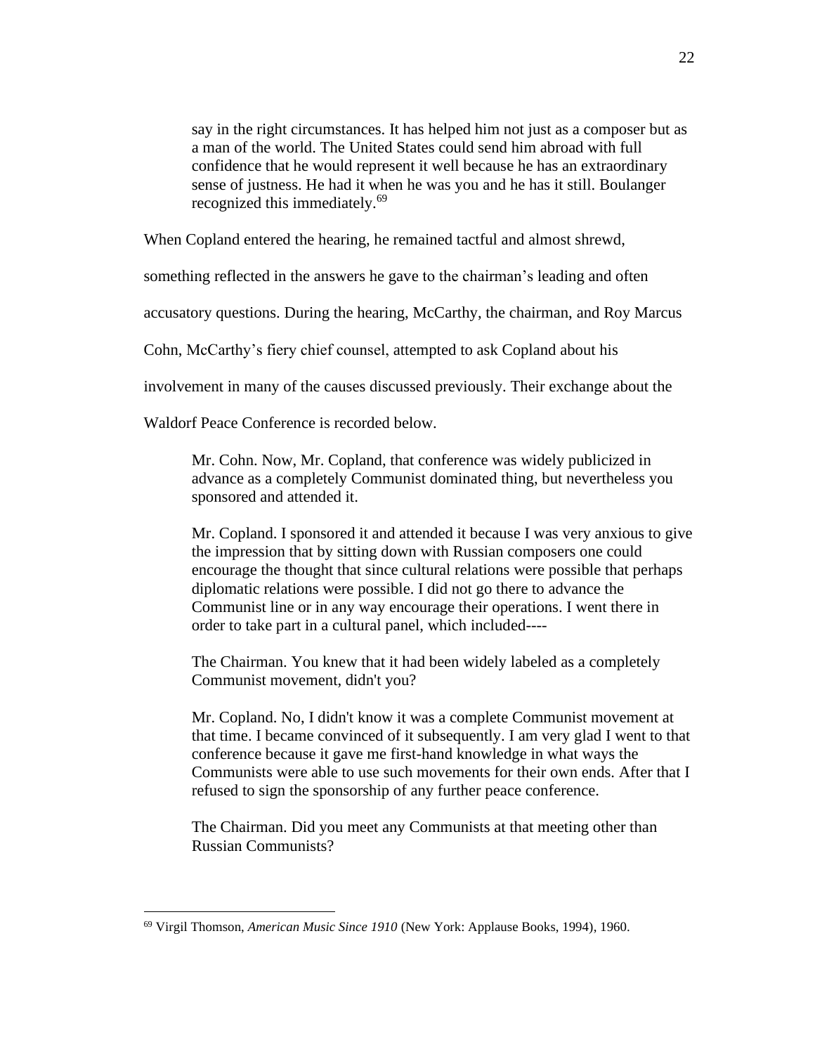> say in the right circumstances. It has helped him not just as a composer but as a man of the world. The United States could send him abroad with full confidence that he would represent it well because he has an extraordinary sense of justness. He had it when he was you and he has it still. Boulanger recognized this immediately.[69]

When Copland entered the hearing, he remained tactful and almost shrewd, something reflected in the answers he gave to the chairman's leading and often accusatory questions. During the hearing, McCarthy, the chairman, and Roy Marcus Cohn, McCarthy's fiery chief counsel, attempted to ask Copland about his involvement in many of the causes discussed previously. Their exchange about the Waldorf Peace Conference is recorded below.

> Mr. Cohn. Now, Mr. Copland, that conference was widely publicized in advance as a completely Communist dominated thing, but nevertheless you sponsored and attended it.
>
> Mr. Copland. I sponsored it and attended it because I was very anxious to give the impression that by sitting down with Russian composers one could encourage the thought that since cultural relations were possible that perhaps diplomatic relations were possible. I did not go there to advance the Communist line or in any way encourage their operations. I went there in order to take part in a cultural panel, which included----
>
> The Chairman. You knew that it had been widely labeled as a completely Communist movement, didn't you?
>
> Mr. Copland. No, I didn't know it was a complete Communist movement at that time. I became convinced of it subsequently. I am very glad I went to that conference because it gave me first-hand knowledge in what ways the Communists were able to use such movements for their own ends. After that I refused to sign the sponsorship of any further peace conference.
>
> The Chairman. Did you meet any Communists at that meeting other than Russian Communists?

---

[69] Virgil Thomson, *American Music Since 1910* (New York: Applause Books, 1994), 1960.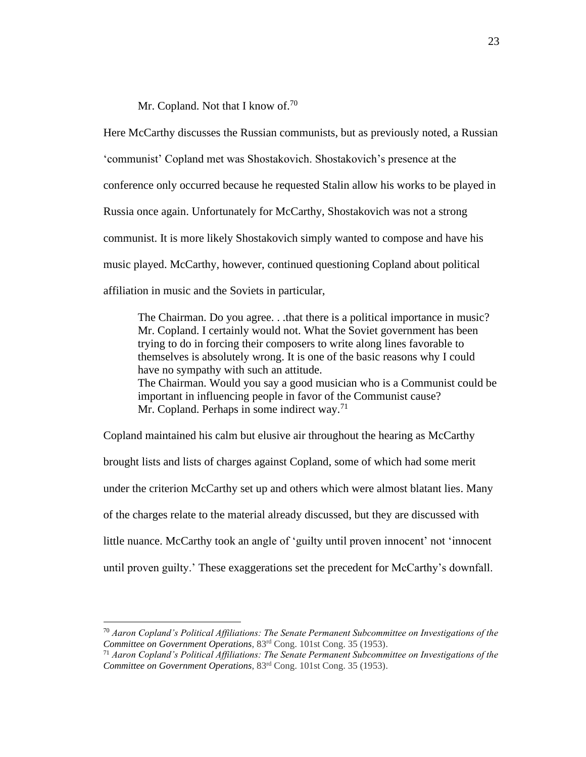> Mr. Copland. Not that I know of.[70]

Here McCarthy discusses the Russian communists, but as previously noted, a Russian 'communist' Copland met was Shostakovich. Shostakovich's presence at the conference only occurred because he requested Stalin allow his works to be played in Russia once again. Unfortunately for McCarthy, Shostakovich was not a strong communist. It is more likely Shostakovich simply wanted to compose and have his music played. McCarthy, however, continued questioning Copland about political affiliation in music and the Soviets in particular,

> The Chairman. Do you agree. . .that there is a political importance in music?
> Mr. Copland. I certainly would not. What the Soviet government has been trying to do in forcing their composers to write along lines favorable to themselves is absolutely wrong. It is one of the basic reasons why I could have no sympathy with such an attitude.
> The Chairman. Would you say a good musician who is a Communist could be important in influencing people in favor of the Communist cause?
> Mr. Copland. Perhaps in some indirect way.[71]

Copland maintained his calm but elusive air throughout the hearing as McCarthy brought lists and lists of charges against Copland, some of which had some merit under the criterion McCarthy set up and others which were almost blatant lies. Many of the charges relate to the material already discussed, but they are discussed with little nuance. McCarthy took an angle of 'guilty until proven innocent' not 'innocent until proven guilty.' These exaggerations set the precedent for McCarthy's downfall.

---

[70] *Aaron Copland's Political Affiliations: The Senate Permanent Subcommittee on Investigations of the Committee on Government Operations*, 83rd Cong. 101st Cong. 35 (1953).

[71] *Aaron Copland's Political Affiliations: The Senate Permanent Subcommittee on Investigations of the Committee on Government Operations*, 83rd Cong. 101st Cong. 35 (1953).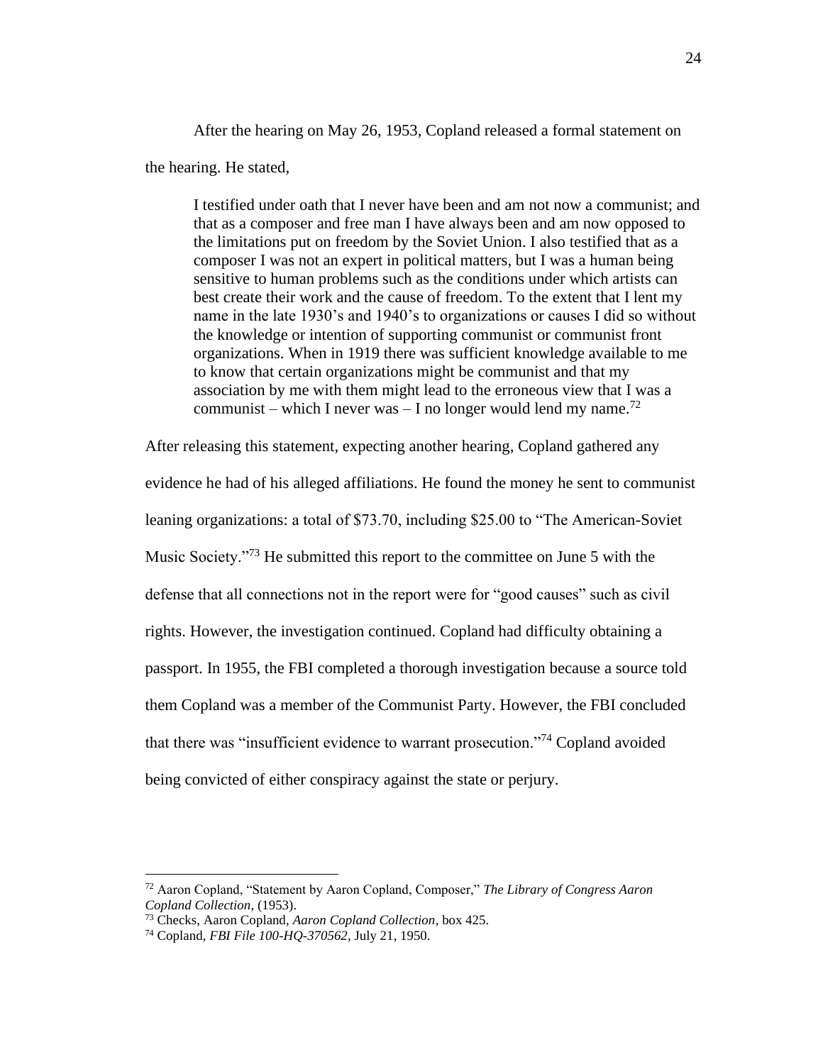After the hearing on May 26, 1953, Copland released a formal statement on the hearing. He stated,

> I testified under oath that I never have been and am not now a communist; and that as a composer and free man I have always been and am now opposed to the limitations put on freedom by the Soviet Union. I also testified that as a composer I was not an expert in political matters, but I was a human being sensitive to human problems such as the conditions under which artists can best create their work and the cause of freedom. To the extent that I lent my name in the late 1930's and 1940's to organizations or causes I did so without the knowledge or intention of supporting communist or communist front organizations. When in 1919 there was sufficient knowledge available to me to know that certain organizations might be communist and that my association by me with them might lead to the erroneous view that I was a communist – which I never was – I no longer would lend my name.[72]

After releasing this statement, expecting another hearing, Copland gathered any evidence he had of his alleged affiliations. He found the money he sent to communist leaning organizations: a total of $73.70, including $25.00 to "The American-Soviet Music Society."[73] He submitted this report to the committee on June 5 with the defense that all connections not in the report were for "good causes" such as civil rights. However, the investigation continued. Copland had difficulty obtaining a passport. In 1955, the FBI completed a thorough investigation because a source told them Copland was a member of the Communist Party. However, the FBI concluded that there was "insufficient evidence to warrant prosecution."[74] Copland avoided being convicted of either conspiracy against the state or perjury.

---

[72] Aaron Copland, "Statement by Aaron Copland, Composer," *The Library of Congress Aaron Copland Collection*, (1953).

[73] Checks, Aaron Copland, *Aaron Copland Collection*, box 425.

[74] Copland, *FBI File 100-HQ-370562*, July 21, 1950.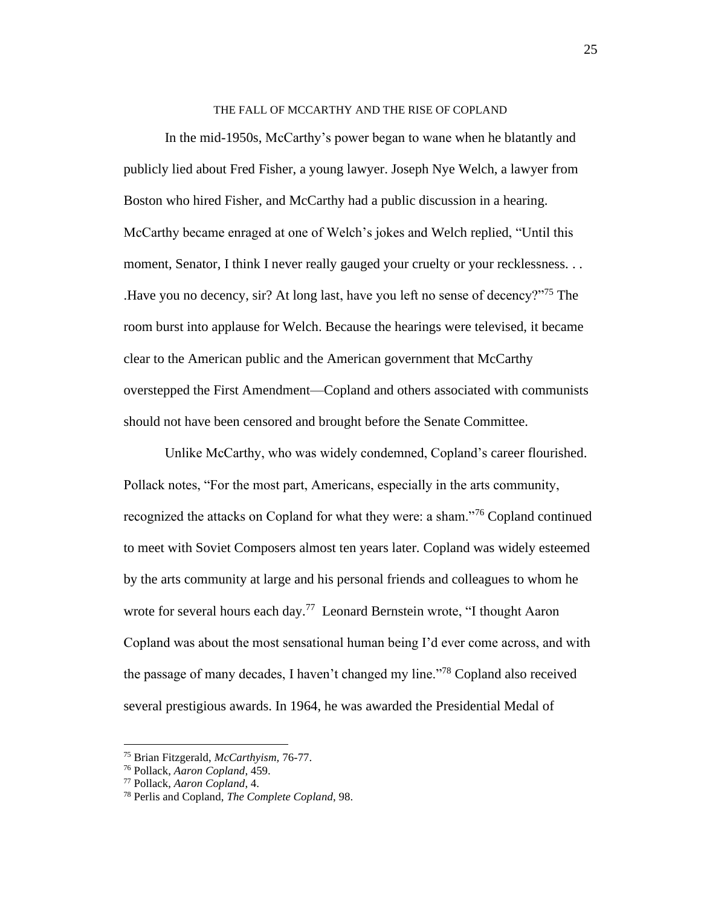## THE FALL OF MCCARTHY AND THE RISE OF COPLAND

In the mid-1950s, McCarthy's power began to wane when he blatantly and publicly lied about Fred Fisher, a young lawyer. Joseph Nye Welch, a lawyer from Boston who hired Fisher, and McCarthy had a public discussion in a hearing. McCarthy became enraged at one of Welch's jokes and Welch replied, "Until this moment, Senator, I think I never really gauged your cruelty or your recklessness. . . .Have you no decency, sir? At long last, have you left no sense of decency?"[75] The room burst into applause for Welch. Because the hearings were televised, it became clear to the American public and the American government that McCarthy overstepped the First Amendment—Copland and others associated with communists should not have been censored and brought before the Senate Committee.

Unlike McCarthy, who was widely condemned, Copland's career flourished. Pollack notes, "For the most part, Americans, especially in the arts community, recognized the attacks on Copland for what they were: a sham."[76] Copland continued to meet with Soviet Composers almost ten years later. Copland was widely esteemed by the arts community at large and his personal friends and colleagues to whom he wrote for several hours each day.[77] Leonard Bernstein wrote, "I thought Aaron Copland was about the most sensational human being I'd ever come across, and with the passage of many decades, I haven't changed my line."[78] Copland also received several prestigious awards. In 1964, he was awarded the Presidential Medal of

---

[75] Brian Fitzgerald, *McCarthyism*, 76-77.
[76] Pollack, *Aaron Copland*, 459.
[77] Pollack, *Aaron Copland*, 4.
[78] Perlis and Copland, *The Complete Copland*, 98.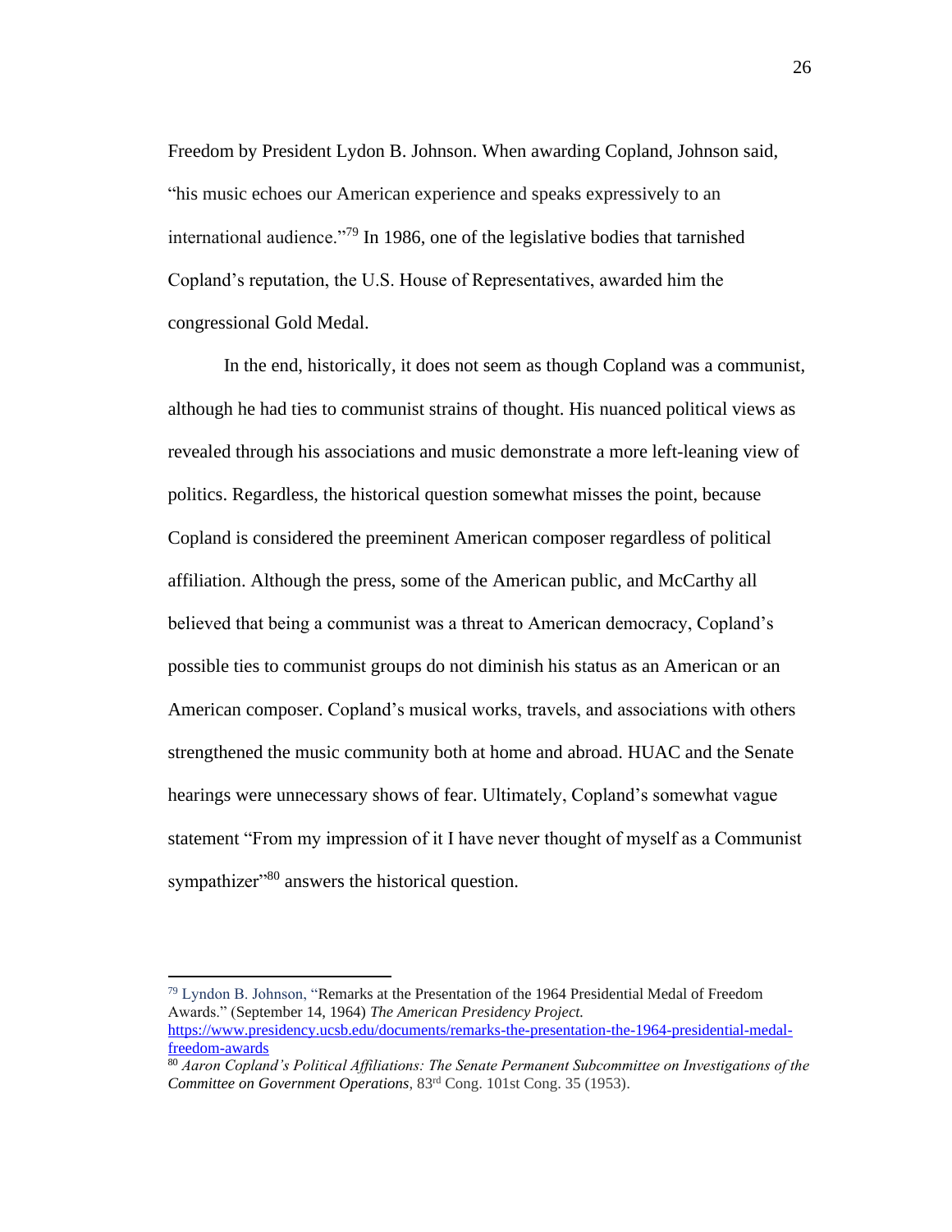Freedom by President Lydon B. Johnson. When awarding Copland, Johnson said, "his music echoes our American experience and speaks expressively to an international audience."[79] In 1986, one of the legislative bodies that tarnished Copland's reputation, the U.S. House of Representatives, awarded him the congressional Gold Medal.

In the end, historically, it does not seem as though Copland was a communist, although he had ties to communist strains of thought. His nuanced political views as revealed through his associations and music demonstrate a more left-leaning view of politics. Regardless, the historical question somewhat misses the point, because Copland is considered the preeminent American composer regardless of political affiliation. Although the press, some of the American public, and McCarthy all believed that being a communist was a threat to American democracy, Copland's possible ties to communist groups do not diminish his status as an American or an American composer. Copland's musical works, travels, and associations with others strengthened the music community both at home and abroad. HUAC and the Senate hearings were unnecessary shows of fear. Ultimately, Copland's somewhat vague statement "From my impression of it I have never thought of myself as a Communist sympathizer"[80] answers the historical question.

---

[79] Lyndon B. Johnson, "Remarks at the Presentation of the 1964 Presidential Medal of Freedom Awards." (September 14, 1964) *The American Presidency Project.* https://www.presidency.ucsb.edu/documents/remarks-the-presentation-the-1964-presidential-medal-freedom-awards

[80] *Aaron Copland's Political Affiliations: The Senate Permanent Subcommittee on Investigations of the Committee on Government Operations*, 83rd Cong. 101st Cong. 35 (1953).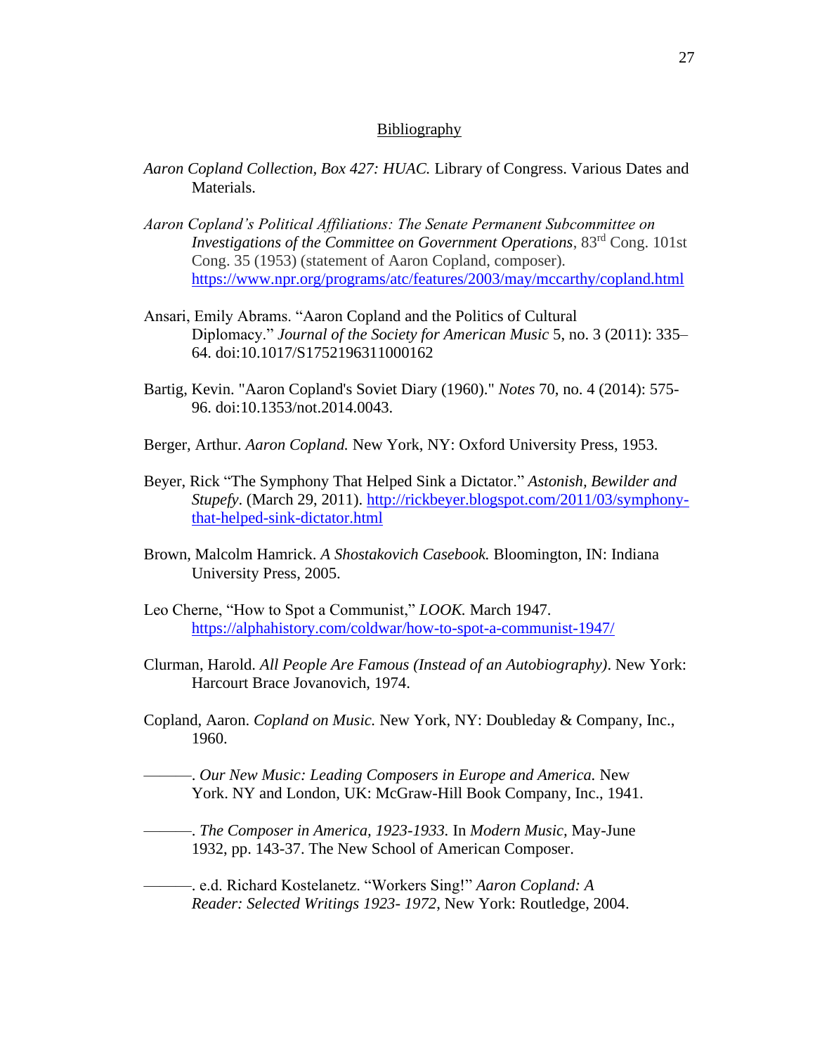# Bibliography

*Aaron Copland Collection, Box 427: HUAC.* Library of Congress. Various Dates and Materials.

*Aaron Copland's Political Affiliations: The Senate Permanent Subcommittee on Investigations of the Committee on Government Operations*, 83rd Cong. 101st Cong. 35 (1953) (statement of Aaron Copland, composer). https://www.npr.org/programs/atc/features/2003/may/mccarthy/copland.html

Ansari, Emily Abrams. "Aaron Copland and the Politics of Cultural Diplomacy." *Journal of the Society for American Music* 5, no. 3 (2011): 335–64. doi:10.1017/S1752196311000162

Bartig, Kevin. "Aaron Copland's Soviet Diary (1960)." *Notes* 70, no. 4 (2014): 575-96. doi:10.1353/not.2014.0043.

Berger, Arthur. *Aaron Copland.* New York, NY: Oxford University Press, 1953.

Beyer, Rick "The Symphony That Helped Sink a Dictator." *Astonish, Bewilder and Stupefy*. (March 29, 2011). http://rickbeyer.blogspot.com/2011/03/symphony-that-helped-sink-dictator.html

Brown, Malcolm Hamrick. *A Shostakovich Casebook.* Bloomington, IN: Indiana University Press, 2005.

Leo Cherne, "How to Spot a Communist," *LOOK.* March 1947. https://alphahistory.com/coldwar/how-to-spot-a-communist-1947/

Clurman, Harold. *All People Are Famous (Instead of an Autobiography)*. New York: Harcourt Brace Jovanovich, 1974.

Copland, Aaron. *Copland on Music.* New York, NY: Doubleday & Company, Inc., 1960.

———. *Our New Music: Leading Composers in Europe and America.* New York. NY and London, UK: McGraw-Hill Book Company, Inc., 1941.

———. *The Composer in America, 1923-1933.* In *Modern Music,* May-June 1932, pp. 143-37. The New School of American Composer.

———. e.d. Richard Kostelanetz. "Workers Sing!" *Aaron Copland: A Reader: Selected Writings 1923- 1972,* New York: Routledge, 2004.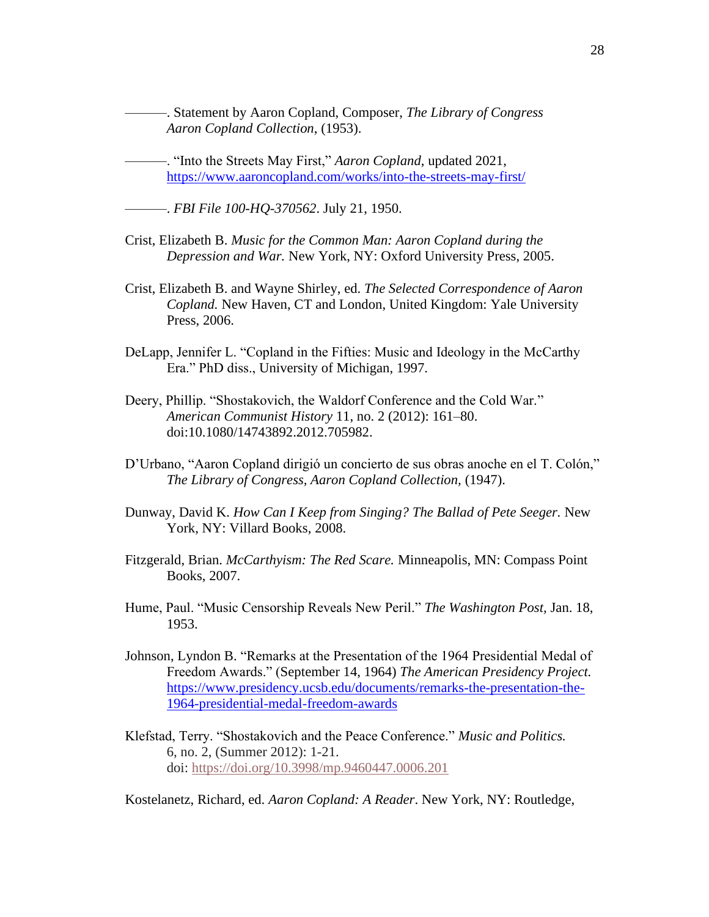———. Statement by Aaron Copland, Composer, *The Library of Congress Aaron Copland Collection*, (1953).

———. "Into the Streets May First," *Aaron Copland*, updated 2021, https://www.aaroncopland.com/works/into-the-streets-may-first/

———. *FBI File 100-HQ-370562*. July 21, 1950.

Crist, Elizabeth B. *Music for the Common Man: Aaron Copland during the Depression and War.* New York, NY: Oxford University Press, 2005.

Crist, Elizabeth B. and Wayne Shirley, ed. *The Selected Correspondence of Aaron Copland.* New Haven, CT and London, United Kingdom: Yale University Press, 2006.

DeLapp, Jennifer L. "Copland in the Fifties: Music and Ideology in the McCarthy Era." PhD diss., University of Michigan, 1997.

Deery, Phillip. "Shostakovich, the Waldorf Conference and the Cold War." *American Communist History* 11, no. 2 (2012): 161–80. doi:10.1080/14743892.2012.705982.

D'Urbano, "Aaron Copland dirigió un concierto de sus obras anoche en el T. Colón," *The Library of Congress, Aaron Copland Collection,* (1947).

Dunway, David K. *How Can I Keep from Singing? The Ballad of Pete Seeger.* New York, NY: Villard Books, 2008.

Fitzgerald, Brian. *McCarthyism: The Red Scare.* Minneapolis, MN: Compass Point Books, 2007.

Hume, Paul. "Music Censorship Reveals New Peril." *The Washington Post,* Jan. 18, 1953.

Johnson, Lyndon B. "Remarks at the Presentation of the 1964 Presidential Medal of Freedom Awards." (September 14, 1964) *The American Presidency Project.* https://www.presidency.ucsb.edu/documents/remarks-the-presentation-the-1964-presidential-medal-freedom-awards

Klefstad, Terry. "Shostakovich and the Peace Conference." *Music and Politics.* 6, no. 2, (Summer 2012): 1-21. doi: https://doi.org/10.3998/mp.9460447.0006.201

Kostelanetz, Richard, ed. *Aaron Copland: A Reader*. New York, NY: Routledge,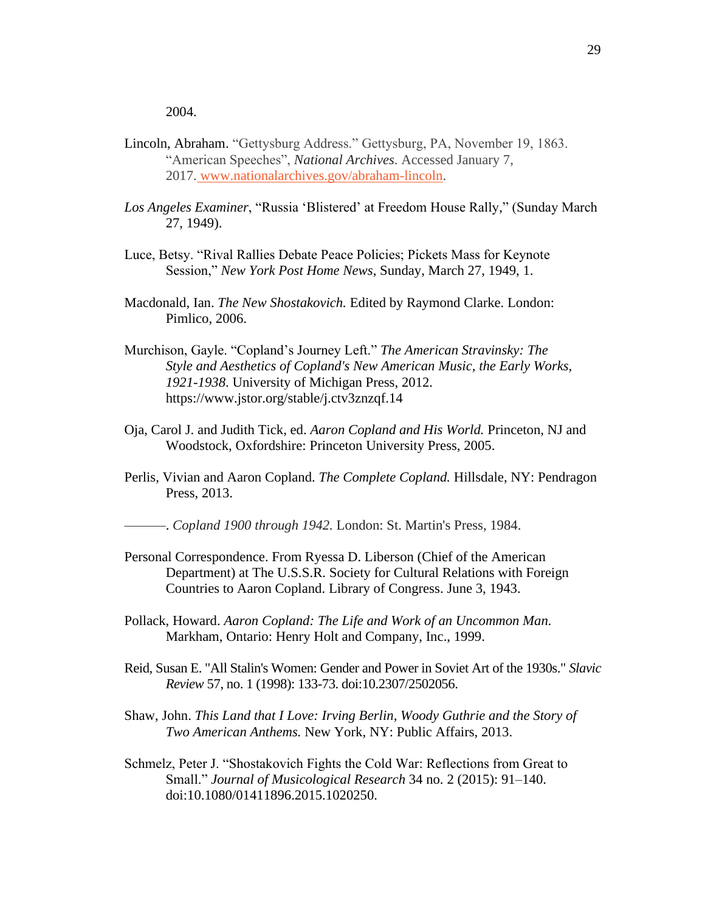2004.

Lincoln, Abraham. “Gettysburg Address.” Gettysburg, PA, November 19, 1863. “American Speeches”, *National Archives*. Accessed January 7, 2017. www.nationalarchives.gov/abraham-lincoln.

*Los Angeles Examiner*, “Russia ‘Blistered’ at Freedom House Rally,” (Sunday March 27, 1949).

Luce, Betsy. “Rival Rallies Debate Peace Policies; Pickets Mass for Keynote Session,” *New York Post Home News*, Sunday, March 27, 1949, 1.

Macdonald, Ian. *The New Shostakovich.* Edited by Raymond Clarke. London: Pimlico, 2006.

Murchison, Gayle. “Copland’s Journey Left.” *The American Stravinsky: The Style and Aesthetics of Copland's New American Music, the Early Works, 1921-1938*. University of Michigan Press, 2012. https://www.jstor.org/stable/j.ctv3znzqf.14

Oja, Carol J. and Judith Tick, ed. *Aaron Copland and His World.* Princeton, NJ and Woodstock, Oxfordshire: Princeton University Press, 2005.

Perlis, Vivian and Aaron Copland. *The Complete Copland.* Hillsdale, NY: Pendragon Press, 2013.

———. *Copland 1900 through 1942.* London: St. Martin's Press, 1984.

Personal Correspondence. From Ryessa D. Liberson (Chief of the American Department) at The U.S.S.R. Society for Cultural Relations with Foreign Countries to Aaron Copland. Library of Congress. June 3, 1943.

Pollack, Howard. *Aaron Copland: The Life and Work of an Uncommon Man.* Markham, Ontario: Henry Holt and Company, Inc., 1999.

Reid, Susan E. "All Stalin's Women: Gender and Power in Soviet Art of the 1930s." *Slavic Review* 57, no. 1 (1998): 133-73. doi:10.2307/2502056.

Shaw, John. *This Land that I Love: Irving Berlin, Woody Guthrie and the Story of Two American Anthems.* New York, NY: Public Affairs, 2013.

Schmelz, Peter J. “Shostakovich Fights the Cold War: Reflections from Great to Small.” *Journal of Musicological Research* 34 no. 2 (2015): 91–140. doi:10.1080/01411896.2015.1020250.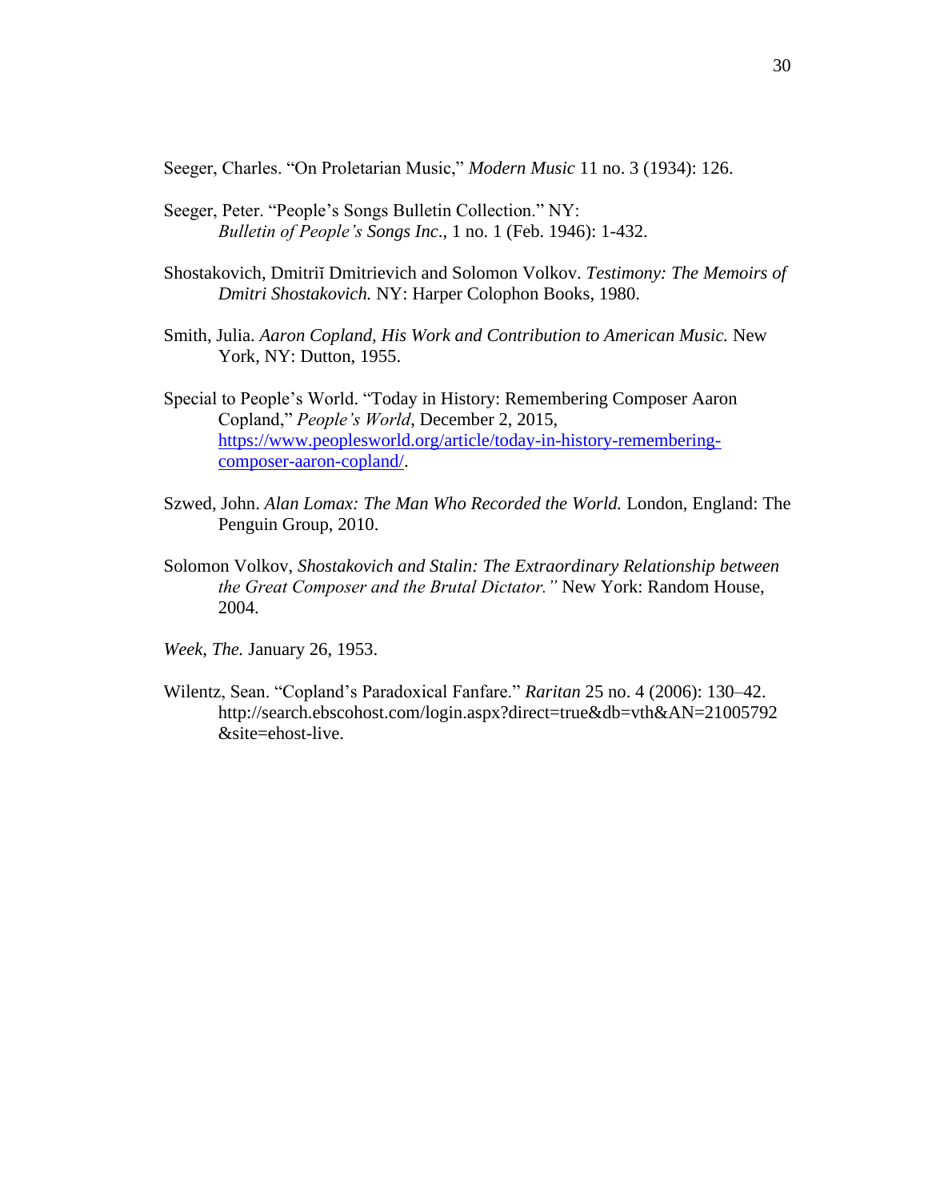Seeger, Charles. "On Proletarian Music," *Modern Music* 11 no. 3 (1934): 126.

Seeger, Peter. "People's Songs Bulletin Collection." NY: *Bulletin of People's Songs Inc*., 1 no. 1 (Feb. 1946): 1-432.

Shostakovich, Dmitriĭ Dmitrievich and Solomon Volkov. *Testimony: The Memoirs of Dmitri Shostakovich.* NY: Harper Colophon Books, 1980.

Smith, Julia. *Aaron Copland, His Work and Contribution to American Music.* New York, NY: Dutton, 1955.

Special to People's World. "Today in History: Remembering Composer Aaron Copland," *People's World*, December 2, 2015, [https://www.peoplesworld.org/article/today-in-history-remembering-composer-aaron-copland/](https://www.peoplesworld.org/article/today-in-history-remembering-composer-aaron-copland/).

Szwed, John. *Alan Lomax: The Man Who Recorded the World.* London, England: The Penguin Group, 2010.

Solomon Volkov, *Shostakovich and Stalin: The Extraordinary Relationship between the Great Composer and the Brutal Dictator."* New York: Random House, 2004.

*Week*, *The.* January 26, 1953.

Wilentz, Sean. "Copland's Paradoxical Fanfare." *Raritan* 25 no. 4 (2006): 130–42. http://search.ebscohost.com/login.aspx?direct=true&db=vth&AN=21005792&site=ehost-live.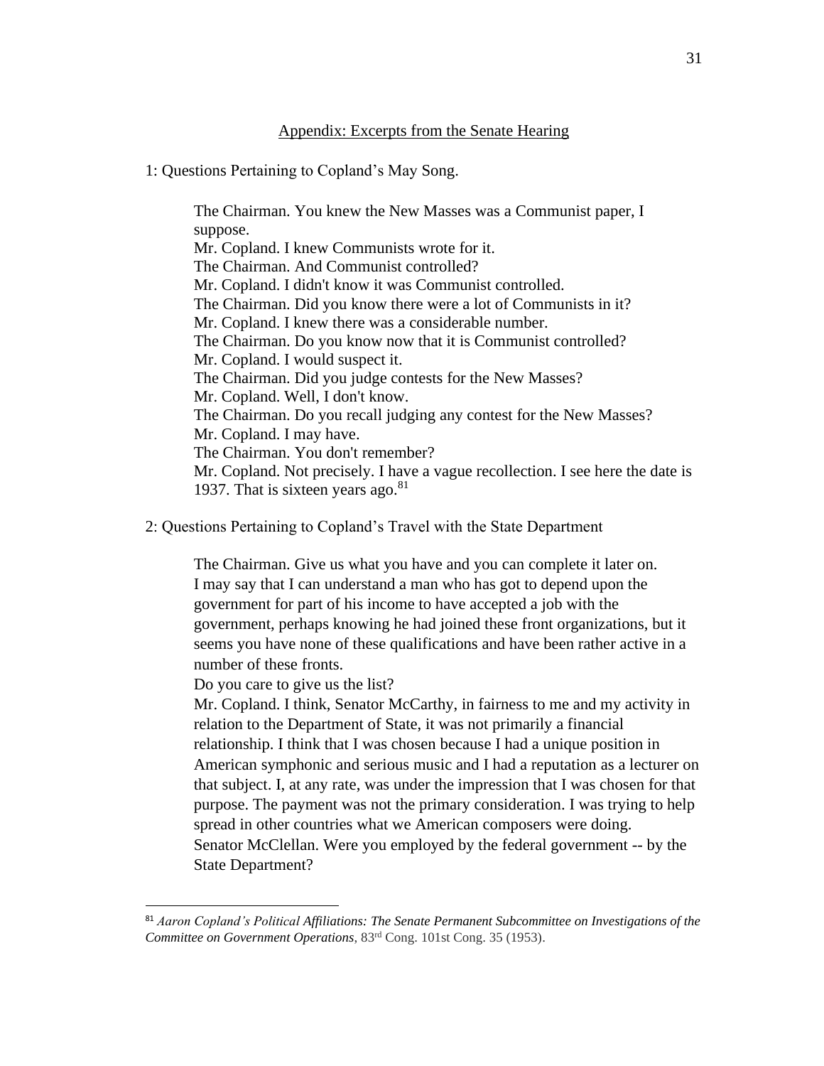## Appendix: Excerpts from the Senate Hearing

1: Questions Pertaining to Copland's May Song.

> The Chairman. You knew the New Masses was a Communist paper, I suppose.
> Mr. Copland. I knew Communists wrote for it.
> The Chairman. And Communist controlled?
> Mr. Copland. I didn't know it was Communist controlled.
> The Chairman. Did you know there were a lot of Communists in it?
> Mr. Copland. I knew there was a considerable number.
> The Chairman. Do you know now that it is Communist controlled?
> Mr. Copland. I would suspect it.
> The Chairman. Did you judge contests for the New Masses?
> Mr. Copland. Well, I don't know.
> The Chairman. Do you recall judging any contest for the New Masses?
> Mr. Copland. I may have.
> The Chairman. You don't remember?
> Mr. Copland. Not precisely. I have a vague recollection. I see here the date is 1937. That is sixteen years ago.[81]

2: Questions Pertaining to Copland's Travel with the State Department

> The Chairman. Give us what you have and you can complete it later on. I may say that I can understand a man who has got to depend upon the government for part of his income to have accepted a job with the government, perhaps knowing he had joined these front organizations, but it seems you have none of these qualifications and have been rather active in a number of these fronts.
> Do you care to give us the list?
> Mr. Copland. I think, Senator McCarthy, in fairness to me and my activity in relation to the Department of State, it was not primarily a financial relationship. I think that I was chosen because I had a unique position in American symphonic and serious music and I had a reputation as a lecturer on that subject. I, at any rate, was under the impression that I was chosen for that purpose. The payment was not the primary consideration. I was trying to help spread in other countries what we American composers were doing.
> Senator McClellan. Were you employed by the federal government -- by the State Department?

---

[81] *Aaron Copland's Political Affiliations: The Senate Permanent Subcommittee on Investigations of the Committee on Government Operations*, 83rd Cong. 101st Cong. 35 (1953).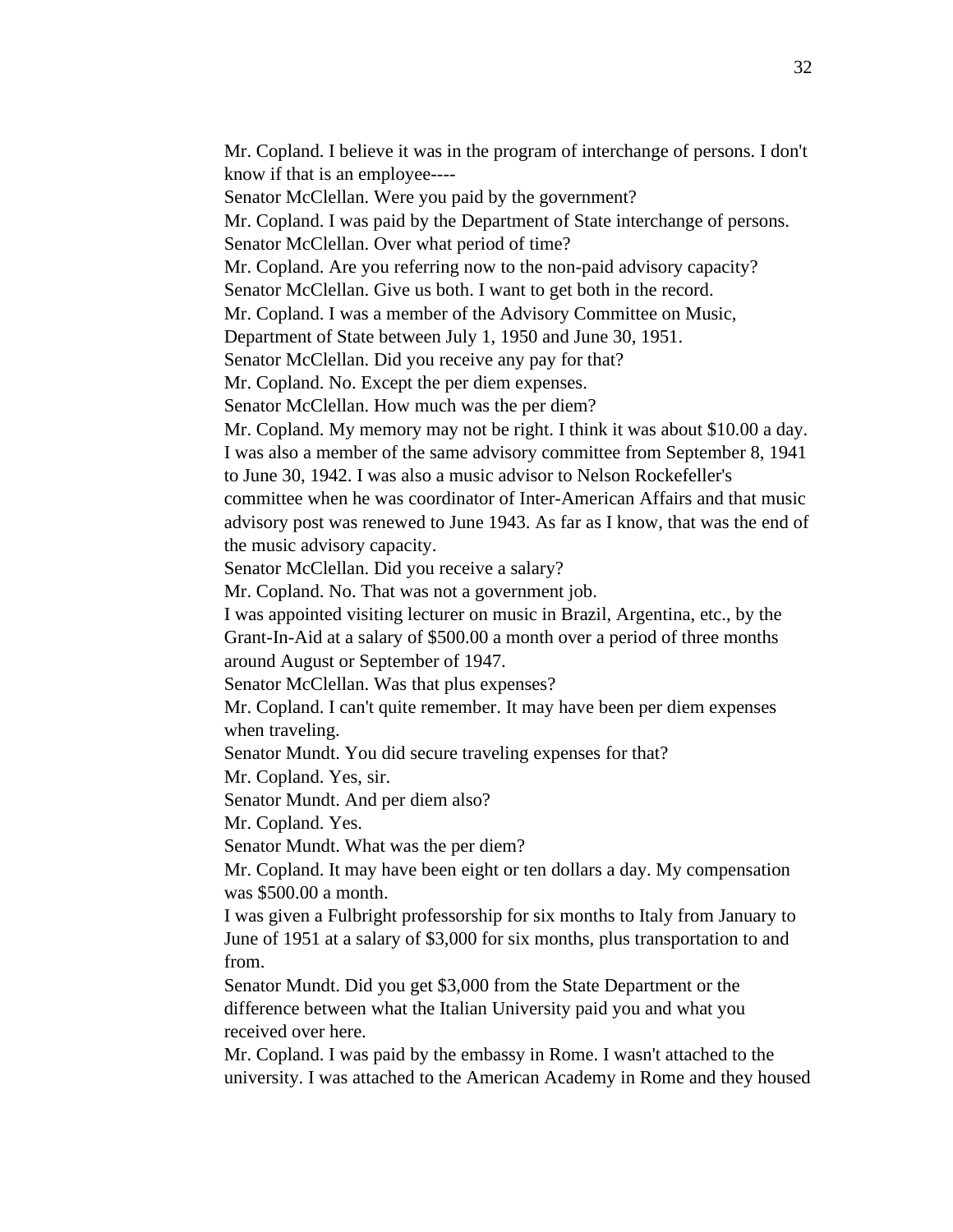Mr. Copland. I believe it was in the program of interchange of persons. I don't know if that is an employee----

Senator McClellan. Were you paid by the government?

Mr. Copland. I was paid by the Department of State interchange of persons.

Senator McClellan. Over what period of time?

Mr. Copland. Are you referring now to the non-paid advisory capacity?

Senator McClellan. Give us both. I want to get both in the record.

Mr. Copland. I was a member of the Advisory Committee on Music, Department of State between July 1, 1950 and June 30, 1951.

Senator McClellan. Did you receive any pay for that?

Mr. Copland. No. Except the per diem expenses.

Senator McClellan. How much was the per diem?

Mr. Copland. My memory may not be right. I think it was about $10.00 a day. I was also a member of the same advisory committee from September 8, 1941 to June 30, 1942. I was also a music advisor to Nelson Rockefeller's committee when he was coordinator of Inter-American Affairs and that music advisory post was renewed to June 1943. As far as I know, that was the end of the music advisory capacity.

Senator McClellan. Did you receive a salary?

Mr. Copland. No. That was not a government job.

I was appointed visiting lecturer on music in Brazil, Argentina, etc., by the Grant-In-Aid at a salary of $500.00 a month over a period of three months around August or September of 1947.

Senator McClellan. Was that plus expenses?

Mr. Copland. I can't quite remember. It may have been per diem expenses when traveling.

Senator Mundt. You did secure traveling expenses for that?

Mr. Copland. Yes, sir.

Senator Mundt. And per diem also?

Mr. Copland. Yes.

Senator Mundt. What was the per diem?

Mr. Copland. It may have been eight or ten dollars a day. My compensation was $500.00 a month.

I was given a Fulbright professorship for six months to Italy from January to June of 1951 at a salary of $3,000 for six months, plus transportation to and from.

Senator Mundt. Did you get $3,000 from the State Department or the difference between what the Italian University paid you and what you received over here.

Mr. Copland. I was paid by the embassy in Rome. I wasn't attached to the university. I was attached to the American Academy in Rome and they housed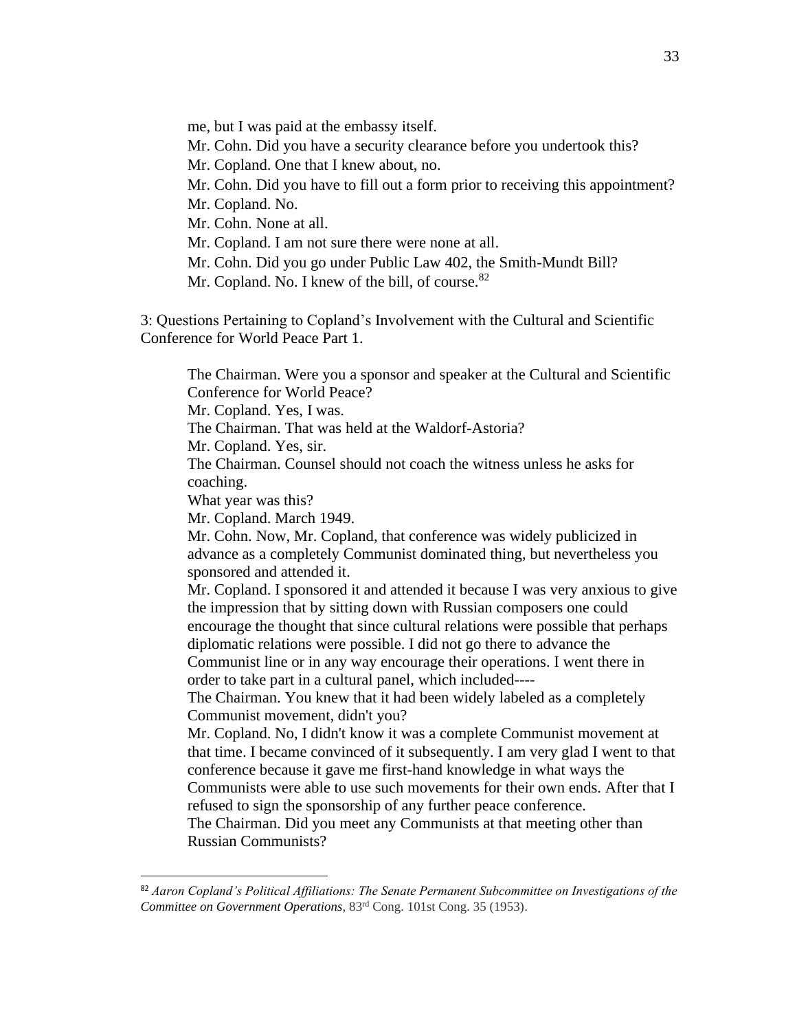me, but I was paid at the embassy itself.
Mr. Cohn. Did you have a security clearance before you undertook this?
Mr. Copland. One that I knew about, no.
Mr. Cohn. Did you have to fill out a form prior to receiving this appointment?
Mr. Copland. No.
Mr. Cohn. None at all.
Mr. Copland. I am not sure there were none at all.
Mr. Cohn. Did you go under Public Law 402, the Smith-Mundt Bill?
Mr. Copland. No. I knew of the bill, of course.[82]

3: Questions Pertaining to Copland's Involvement with the Cultural and Scientific Conference for World Peace Part 1.

The Chairman. Were you a sponsor and speaker at the Cultural and Scientific Conference for World Peace?
Mr. Copland. Yes, I was.
The Chairman. That was held at the Waldorf-Astoria?
Mr. Copland. Yes, sir.
The Chairman. Counsel should not coach the witness unless he asks for coaching.
What year was this?
Mr. Copland. March 1949.
Mr. Cohn. Now, Mr. Copland, that conference was widely publicized in advance as a completely Communist dominated thing, but nevertheless you sponsored and attended it.
Mr. Copland. I sponsored it and attended it because I was very anxious to give the impression that by sitting down with Russian composers one could encourage the thought that since cultural relations were possible that perhaps diplomatic relations were possible. I did not go there to advance the Communist line or in any way encourage their operations. I went there in order to take part in a cultural panel, which included----
The Chairman. You knew that it had been widely labeled as a completely Communist movement, didn't you?
Mr. Copland. No, I didn't know it was a complete Communist movement at that time. I became convinced of it subsequently. I am very glad I went to that conference because it gave me first-hand knowledge in what ways the Communists were able to use such movements for their own ends. After that I refused to sign the sponsorship of any further peace conference.
The Chairman. Did you meet any Communists at that meeting other than Russian Communists?

---

[82] *Aaron Copland's Political Affiliations: The Senate Permanent Subcommittee on Investigations of the Committee on Government Operations*, 83rd Cong. 101st Cong. 35 (1953).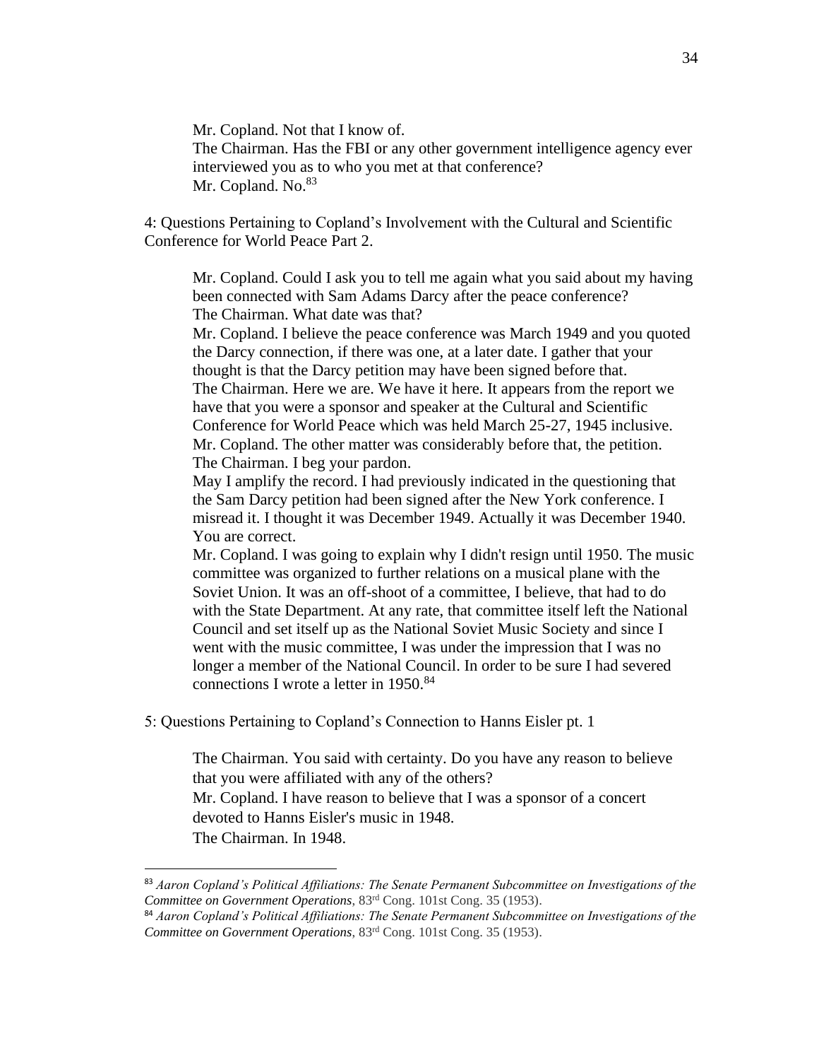> Mr. Copland. Not that I know of.
> The Chairman. Has the FBI or any other government intelligence agency ever interviewed you as to who you met at that conference?
> Mr. Copland. No.[83]

4: Questions Pertaining to Copland's Involvement with the Cultural and Scientific Conference for World Peace Part 2.

> Mr. Copland. Could I ask you to tell me again what you said about my having been connected with Sam Adams Darcy after the peace conference?
> The Chairman. What date was that?
> Mr. Copland. I believe the peace conference was March 1949 and you quoted the Darcy connection, if there was one, at a later date. I gather that your thought is that the Darcy petition may have been signed before that.
> The Chairman. Here we are. We have it here. It appears from the report we have that you were a sponsor and speaker at the Cultural and Scientific Conference for World Peace which was held March 25-27, 1945 inclusive.
> Mr. Copland. The other matter was considerably before that, the petition.
> The Chairman. I beg your pardon.
> May I amplify the record. I had previously indicated in the questioning that the Sam Darcy petition had been signed after the New York conference. I misread it. I thought it was December 1949. Actually it was December 1940. You are correct.
> Mr. Copland. I was going to explain why I didn't resign until 1950. The music committee was organized to further relations on a musical plane with the Soviet Union. It was an off-shoot of a committee, I believe, that had to do with the State Department. At any rate, that committee itself left the National Council and set itself up as the National Soviet Music Society and since I went with the music committee, I was under the impression that I was no longer a member of the National Council. In order to be sure I had severed connections I wrote a letter in 1950.[84]

5: Questions Pertaining to Copland's Connection to Hanns Eisler pt. 1

> The Chairman. You said with certainty. Do you have any reason to believe that you were affiliated with any of the others?
> Mr. Copland. I have reason to believe that I was a sponsor of a concert devoted to Hanns Eisler's music in 1948.
> The Chairman. In 1948.

---

[83] *Aaron Copland's Political Affiliations: The Senate Permanent Subcommittee on Investigations of the Committee on Government Operations*, 83rd Cong. 101st Cong. 35 (1953).

[84] *Aaron Copland's Political Affiliations: The Senate Permanent Subcommittee on Investigations of the Committee on Government Operations*, 83rd Cong. 101st Cong. 35 (1953).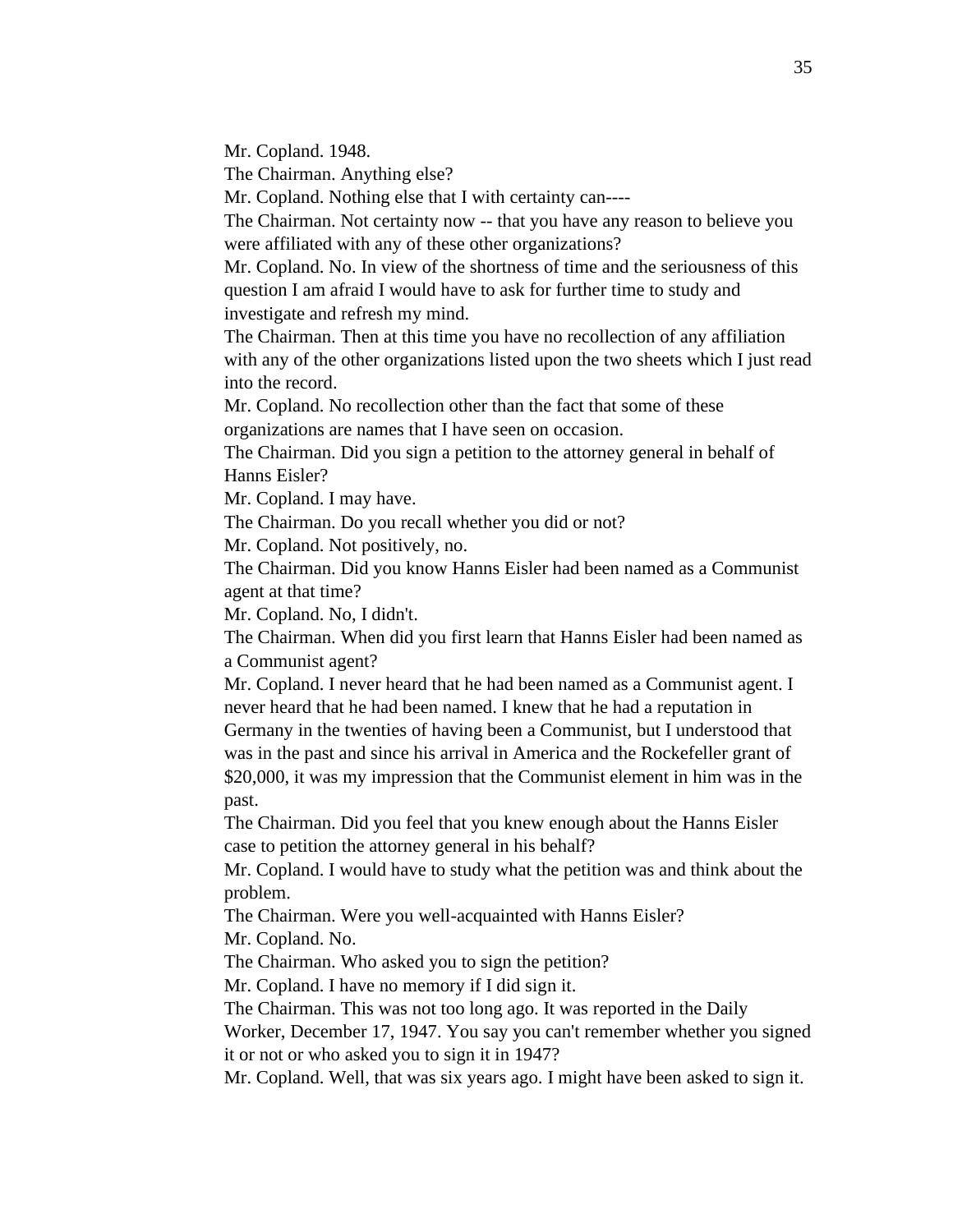Mr. Copland. 1948.

The Chairman. Anything else?

Mr. Copland. Nothing else that I with certainty can----

The Chairman. Not certainty now -- that you have any reason to believe you were affiliated with any of these other organizations?

Mr. Copland. No. In view of the shortness of time and the seriousness of this question I am afraid I would have to ask for further time to study and investigate and refresh my mind.

The Chairman. Then at this time you have no recollection of any affiliation with any of the other organizations listed upon the two sheets which I just read into the record.

Mr. Copland. No recollection other than the fact that some of these organizations are names that I have seen on occasion.

The Chairman. Did you sign a petition to the attorney general in behalf of Hanns Eisler?

Mr. Copland. I may have.

The Chairman. Do you recall whether you did or not?

Mr. Copland. Not positively, no.

The Chairman. Did you know Hanns Eisler had been named as a Communist agent at that time?

Mr. Copland. No, I didn't.

The Chairman. When did you first learn that Hanns Eisler had been named as a Communist agent?

Mr. Copland. I never heard that he had been named as a Communist agent. I never heard that he had been named. I knew that he had a reputation in Germany in the twenties of having been a Communist, but I understood that was in the past and since his arrival in America and the Rockefeller grant of $20,000, it was my impression that the Communist element in him was in the past.

The Chairman. Did you feel that you knew enough about the Hanns Eisler case to petition the attorney general in his behalf?

Mr. Copland. I would have to study what the petition was and think about the problem.

The Chairman. Were you well-acquainted with Hanns Eisler?

Mr. Copland. No.

The Chairman. Who asked you to sign the petition?

Mr. Copland. I have no memory if I did sign it.

The Chairman. This was not too long ago. It was reported in the Daily Worker, December 17, 1947. You say you can't remember whether you signed it or not or who asked you to sign it in 1947?

Mr. Copland. Well, that was six years ago. I might have been asked to sign it.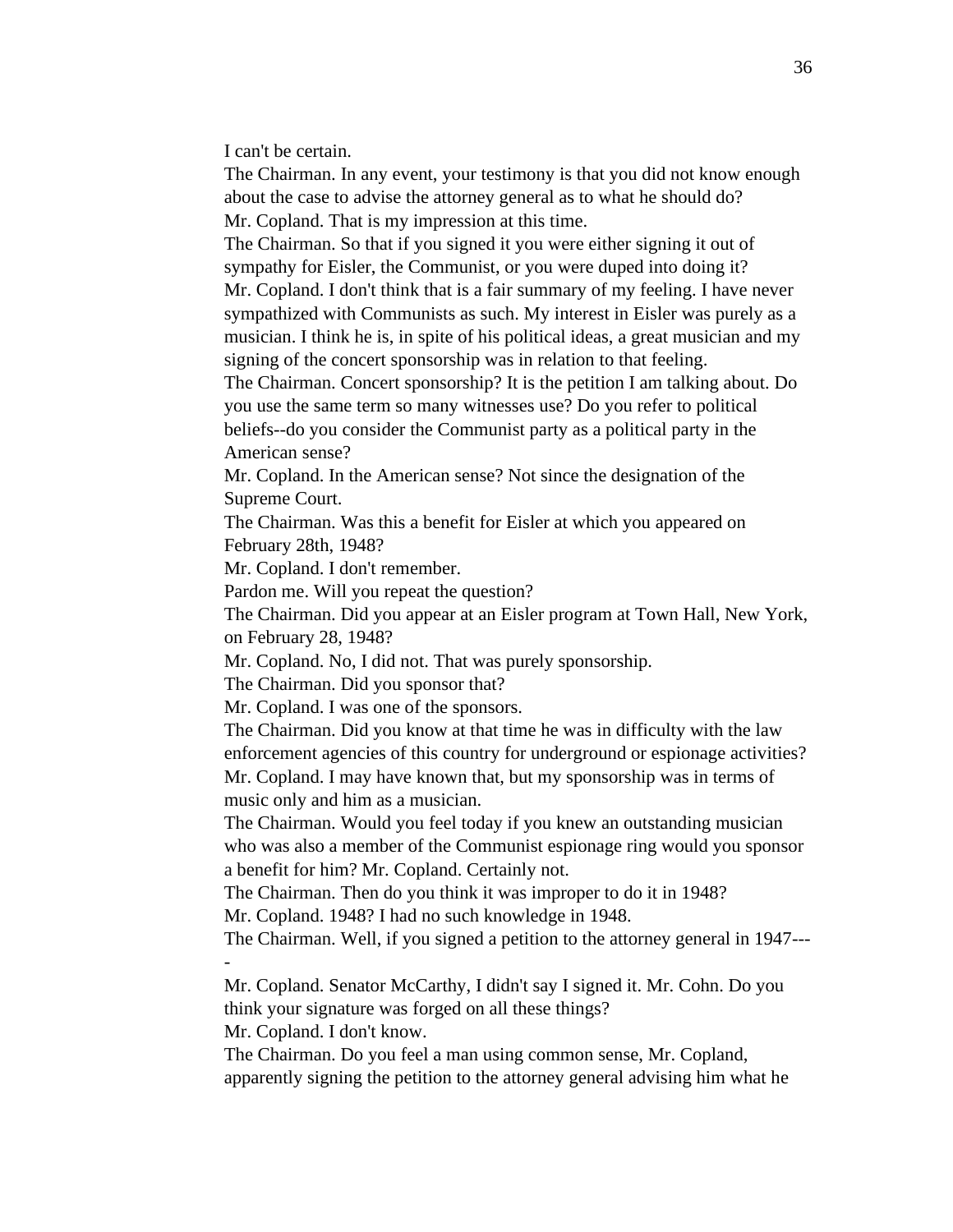I can't be certain.

The Chairman. In any event, your testimony is that you did not know enough about the case to advise the attorney general as to what he should do?

Mr. Copland. That is my impression at this time.

The Chairman. So that if you signed it you were either signing it out of sympathy for Eisler, the Communist, or you were duped into doing it?

Mr. Copland. I don't think that is a fair summary of my feeling. I have never sympathized with Communists as such. My interest in Eisler was purely as a musician. I think he is, in spite of his political ideas, a great musician and my signing of the concert sponsorship was in relation to that feeling.

The Chairman. Concert sponsorship? It is the petition I am talking about. Do you use the same term so many witnesses use? Do you refer to political beliefs--do you consider the Communist party as a political party in the American sense?

Mr. Copland. In the American sense? Not since the designation of the Supreme Court.

The Chairman. Was this a benefit for Eisler at which you appeared on February 28th, 1948?

Mr. Copland. I don't remember.

Pardon me. Will you repeat the question?

The Chairman. Did you appear at an Eisler program at Town Hall, New York, on February 28, 1948?

Mr. Copland. No, I did not. That was purely sponsorship.

The Chairman. Did you sponsor that?

Mr. Copland. I was one of the sponsors.

The Chairman. Did you know at that time he was in difficulty with the law enforcement agencies of this country for underground or espionage activities?

Mr. Copland. I may have known that, but my sponsorship was in terms of music only and him as a musician.

The Chairman. Would you feel today if you knew an outstanding musician who was also a member of the Communist espionage ring would you sponsor a benefit for him? Mr. Copland. Certainly not.

The Chairman. Then do you think it was improper to do it in 1948?

Mr. Copland. 1948? I had no such knowledge in 1948.

The Chairman. Well, if you signed a petition to the attorney general in 1947----

Mr. Copland. Senator McCarthy, I didn't say I signed it. Mr. Cohn. Do you think your signature was forged on all these things?

Mr. Copland. I don't know.

The Chairman. Do you feel a man using common sense, Mr. Copland, apparently signing the petition to the attorney general advising him what he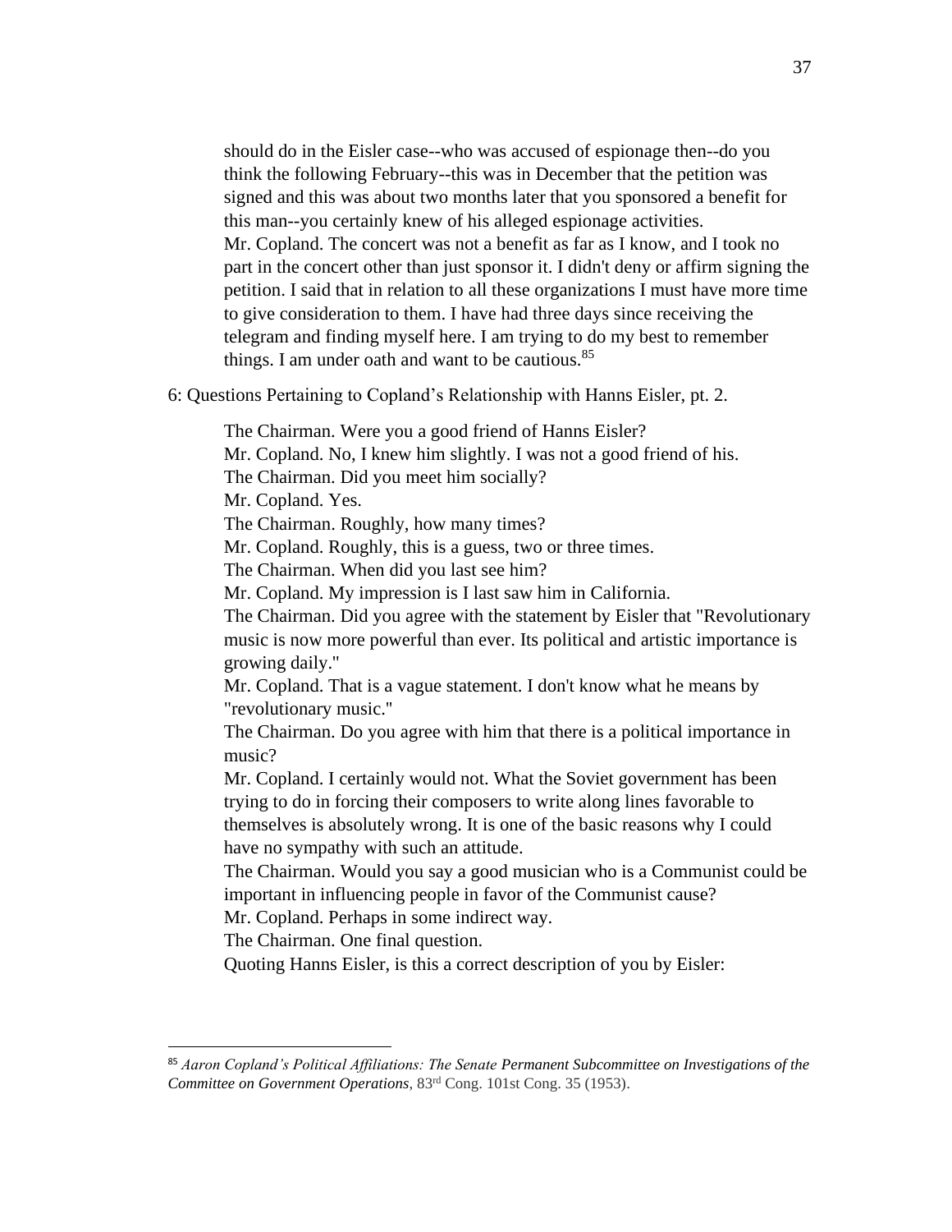should do in the Eisler case--who was accused of espionage then--do you think the following February--this was in December that the petition was signed and this was about two months later that you sponsored a benefit for this man--you certainly knew of his alleged espionage activities.
Mr. Copland. The concert was not a benefit as far as I know, and I took no part in the concert other than just sponsor it. I didn't deny or affirm signing the petition. I said that in relation to all these organizations I must have more time to give consideration to them. I have had three days since receiving the telegram and finding myself here. I am trying to do my best to remember things. I am under oath and want to be cautious.[85]

6: Questions Pertaining to Copland's Relationship with Hanns Eisler, pt. 2.

The Chairman. Were you a good friend of Hanns Eisler?
Mr. Copland. No, I knew him slightly. I was not a good friend of his.
The Chairman. Did you meet him socially?
Mr. Copland. Yes.
The Chairman. Roughly, how many times?
Mr. Copland. Roughly, this is a guess, two or three times.
The Chairman. When did you last see him?
Mr. Copland. My impression is I last saw him in California.
The Chairman. Did you agree with the statement by Eisler that "Revolutionary music is now more powerful than ever. Its political and artistic importance is growing daily."
Mr. Copland. That is a vague statement. I don't know what he means by "revolutionary music."
The Chairman. Do you agree with him that there is a political importance in music?
Mr. Copland. I certainly would not. What the Soviet government has been trying to do in forcing their composers to write along lines favorable to themselves is absolutely wrong. It is one of the basic reasons why I could have no sympathy with such an attitude.
The Chairman. Would you say a good musician who is a Communist could be important in influencing people in favor of the Communist cause?
Mr. Copland. Perhaps in some indirect way.
The Chairman. One final question.
Quoting Hanns Eisler, is this a correct description of you by Eisler:

---

[85] *Aaron Copland's Political Affiliations: The Senate Permanent Subcommittee on Investigations of the Committee on Government Operations*, 83rd Cong. 101st Cong. 35 (1953).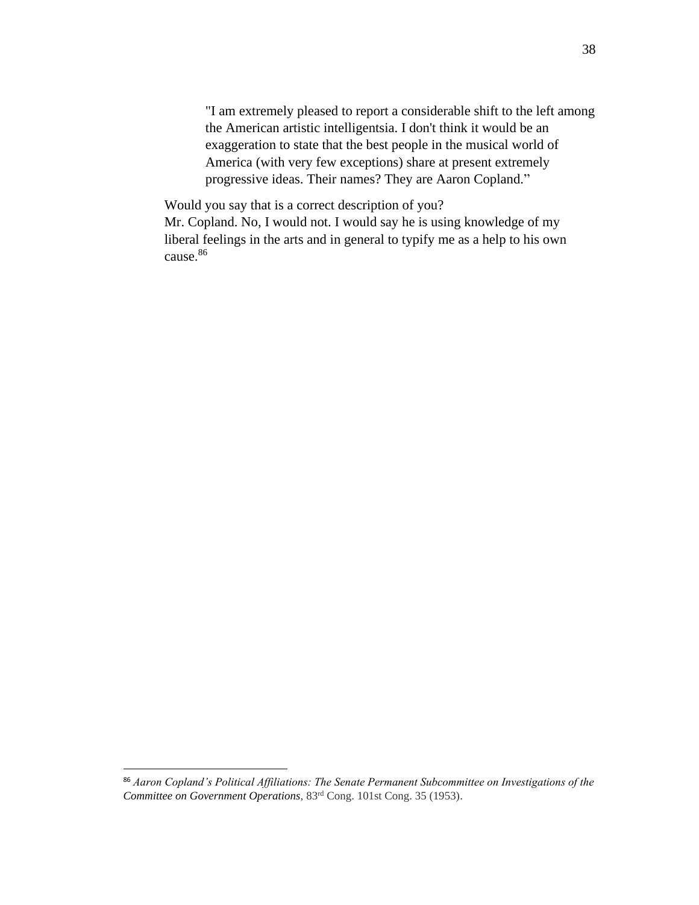> "I am extremely pleased to report a considerable shift to the left among the American artistic intelligentsia. I don't think it would be an exaggeration to state that the best people in the musical world of America (with very few exceptions) share at present extremely progressive ideas. Their names? They are Aaron Copland."

Would you say that is a correct description of you?
Mr. Copland. No, I would not. I would say he is using knowledge of my liberal feelings in the arts and in general to typify me as a help to his own cause.[86]

---

[86] *Aaron Copland's Political Affiliations: The Senate Permanent Subcommittee on Investigations of the Committee on Government Operations*, 83rd Cong. 101st Cong. 35 (1953).